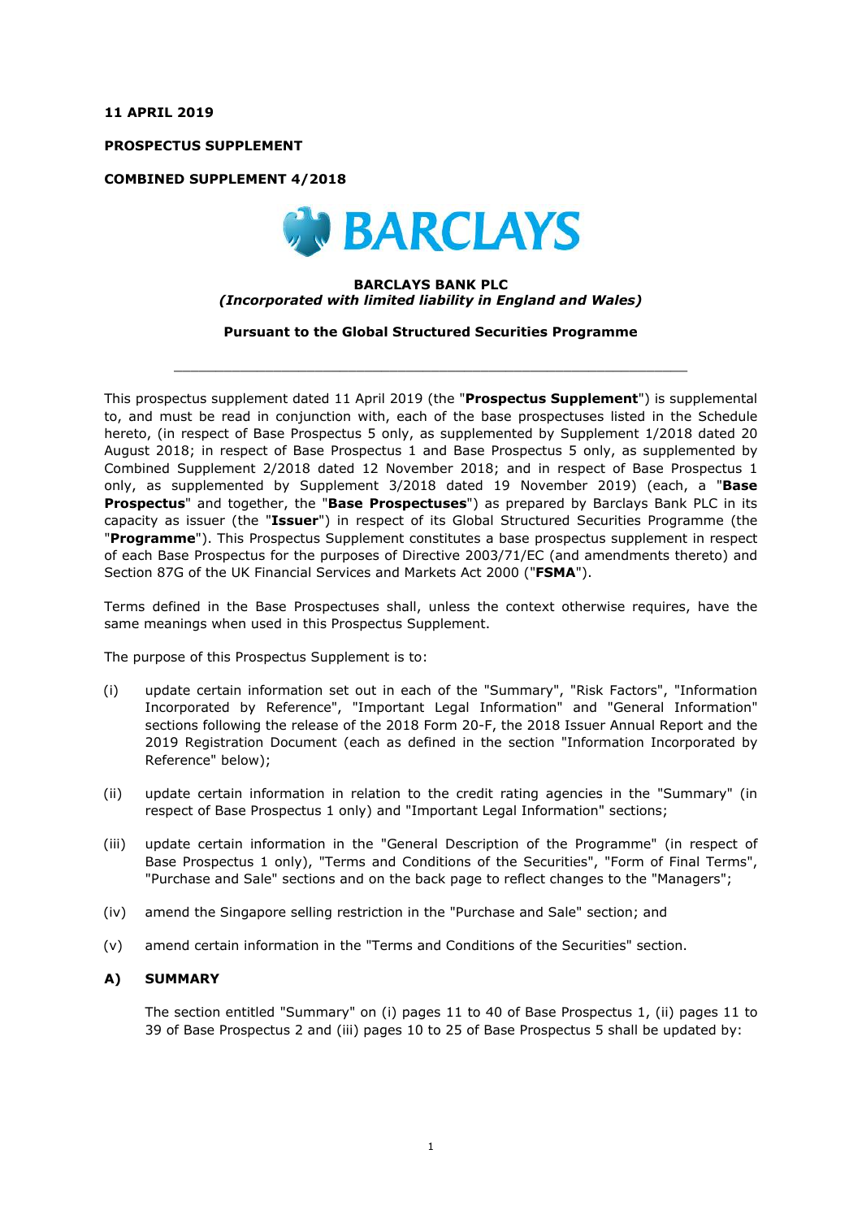**11 APRIL 2019**

**PROSPECTUS SUPPLEMENT**

**COMBINED SUPPLEMENT 4/2018**

**BARCLAYS BANK PLC**
***(Incorporated with limited liability in England and Wales)***

**Pursuant to the Global Structured Securities Programme**

---

This prospectus supplement dated 11 April 2019 (the "**Prospectus Supplement**") is supplemental to, and must be read in conjunction with, each of the base prospectuses listed in the Schedule hereto, (in respect of Base Prospectus 5 only, as supplemented by Supplement 1/2018 dated 20 August 2018; in respect of Base Prospectus 1 and Base Prospectus 5 only, as supplemented by Combined Supplement 2/2018 dated 12 November 2018; and in respect of Base Prospectus 1 only, as supplemented by Supplement 3/2018 dated 19 November 2019) (each, a "**Base Prospectus**" and together, the "**Base Prospectuses**") as prepared by Barclays Bank PLC in its capacity as issuer (the "**Issuer**") in respect of its Global Structured Securities Programme (the "**Programme**"). This Prospectus Supplement constitutes a base prospectus supplement in respect of each Base Prospectus for the purposes of Directive 2003/71/EC (and amendments thereto) and Section 87G of the UK Financial Services and Markets Act 2000 ("**FSMA**").

Terms defined in the Base Prospectuses shall, unless the context otherwise requires, have the same meanings when used in this Prospectus Supplement.

The purpose of this Prospectus Supplement is to:

(i) update certain information set out in each of the "Summary", "Risk Factors", "Information Incorporated by Reference", "Important Legal Information" and "General Information" sections following the release of the 2018 Form 20-F, the 2018 Issuer Annual Report and the 2019 Registration Document (each as defined in the section "Information Incorporated by Reference" below);

(ii) update certain information in relation to the credit rating agencies in the "Summary" (in respect of Base Prospectus 1 only) and "Important Legal Information" sections;

(iii) update certain information in the "General Description of the Programme" (in respect of Base Prospectus 1 only), "Terms and Conditions of the Securities", "Form of Final Terms", "Purchase and Sale" sections and on the back page to reflect changes to the "Managers";

(iv) amend the Singapore selling restriction in the "Purchase and Sale" section; and

(v) amend certain information in the "Terms and Conditions of the Securities" section.

## A) SUMMARY

The section entitled "Summary" on (i) pages 11 to 40 of Base Prospectus 1, (ii) pages 11 to 39 of Base Prospectus 2 and (iii) pages 10 to 25 of Base Prospectus 5 shall be updated by: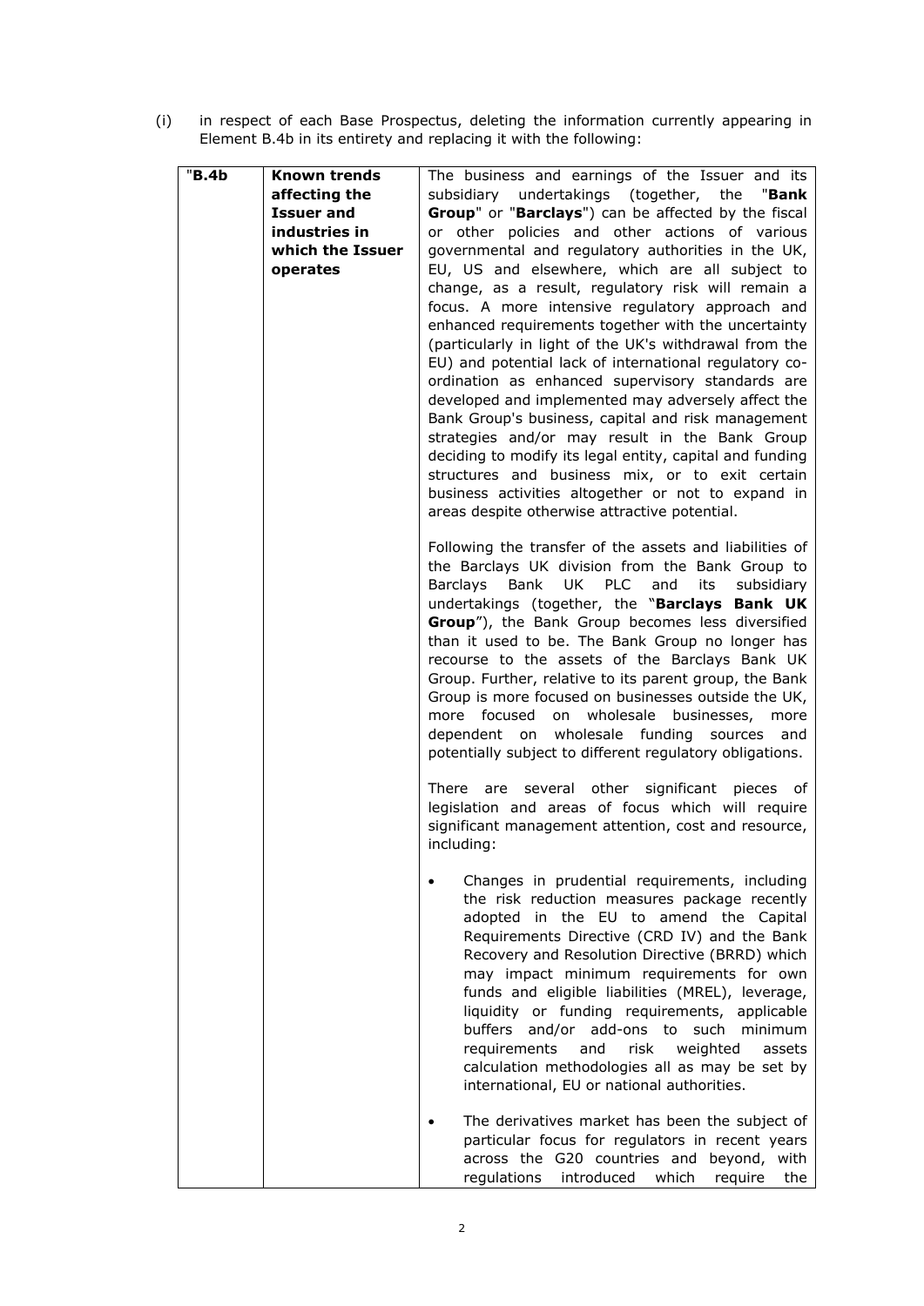(i) in respect of each Base Prospectus, deleting the information currently appearing in Element B.4b in its entirety and replacing it with the following:

| "**B.4b** | **Known trends affecting the Issuer and industries in which the Issuer operates** | The business and earnings of the Issuer and its subsidiary undertakings (together, the "**Bank Group**" or "**Barclays**") can be affected by the fiscal or other policies and other actions of various governmental and regulatory authorities in the UK, EU, US and elsewhere, which are all subject to change, as a result, regulatory risk will remain a focus. A more intensive regulatory approach and enhanced requirements together with the uncertainty (particularly in light of the UK's withdrawal from the EU) and potential lack of international regulatory co-ordination as enhanced supervisory standards are developed and implemented may adversely affect the Bank Group's business, capital and risk management strategies and/or may result in the Bank Group deciding to modify its legal entity, capital and funding structures and business mix, or to exit certain business activities altogether or not to expand in areas despite otherwise attractive potential.<br><br>Following the transfer of the assets and liabilities of the Barclays UK division from the Bank Group to Barclays Bank UK PLC and its subsidiary undertakings (together, the "**Barclays Bank UK Group**"), the Bank Group becomes less diversified than it used to be. The Bank Group no longer has recourse to the assets of the Barclays Bank UK Group. Further, relative to its parent group, the Bank Group is more focused on businesses outside the UK, more focused on wholesale businesses, more dependent on wholesale funding sources and potentially subject to different regulatory obligations.<br><br>There are several other significant pieces of legislation and areas of focus which will require significant management attention, cost and resource, including:<br><br>• Changes in prudential requirements, including the risk reduction measures package recently adopted in the EU to amend the Capital Requirements Directive (CRD IV) and the Bank Recovery and Resolution Directive (BRRD) which may impact minimum requirements for own funds and eligible liabilities (MREL), leverage, liquidity or funding requirements, applicable buffers and/or add-ons to such minimum requirements and risk weighted assets calculation methodologies all as may be set by international, EU or national authorities.<br><br>• The derivatives market has been the subject of particular focus for regulators in recent years across the G20 countries and beyond, with regulations introduced which require the |
|---|---|---|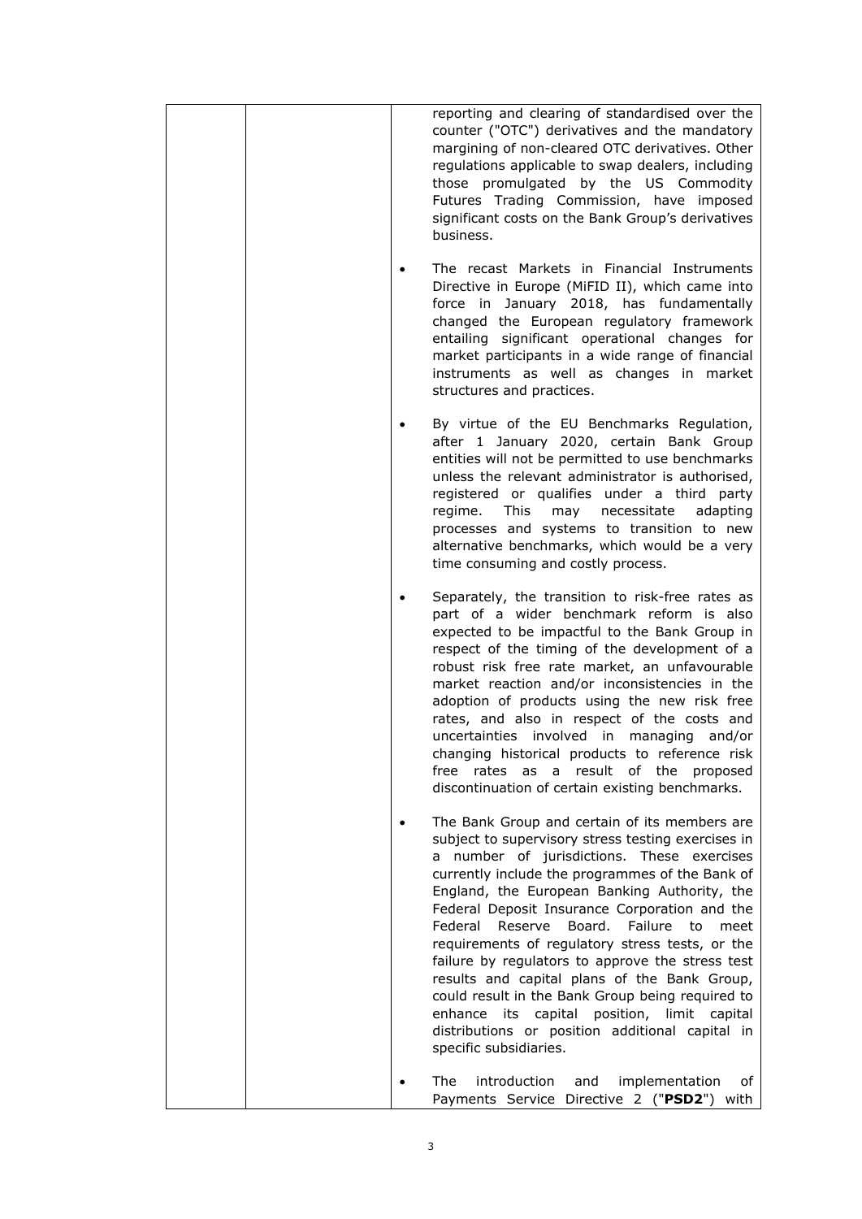| | | reporting and clearing of standardised over the counter ("OTC") derivatives and the mandatory margining of non-cleared OTC derivatives. Other regulations applicable to swap dealers, including those promulgated by the US Commodity Futures Trading Commission, have imposed significant costs on the Bank Group's derivatives business.<br><br>• The recast Markets in Financial Instruments Directive in Europe (MiFID II), which came into force in January 2018, has fundamentally changed the European regulatory framework entailing significant operational changes for market participants in a wide range of financial instruments as well as changes in market structures and practices.<br><br>• By virtue of the EU Benchmarks Regulation, after 1 January 2020, certain Bank Group entities will not be permitted to use benchmarks unless the relevant administrator is authorised, registered or qualifies under a third party regime. This may necessitate adapting processes and systems to transition to new alternative benchmarks, which would be a very time consuming and costly process.<br><br>• Separately, the transition to risk-free rates as part of a wider benchmark reform is also expected to be impactful to the Bank Group in respect of the timing of the development of a robust risk free rate market, an unfavourable market reaction and/or inconsistencies in the adoption of products using the new risk free rates, and also in respect of the costs and uncertainties involved in managing and/or changing historical products to reference risk free rates as a result of the proposed discontinuation of certain existing benchmarks.<br><br>• The Bank Group and certain of its members are subject to supervisory stress testing exercises in a number of jurisdictions. These exercises currently include the programmes of the Bank of England, the European Banking Authority, the Federal Deposit Insurance Corporation and the Federal Reserve Board. Failure to meet requirements of regulatory stress tests, or the failure by regulators to approve the stress test results and capital plans of the Bank Group, could result in the Bank Group being required to enhance its capital position, limit capital distributions or position additional capital in specific subsidiaries.<br><br>• The introduction and implementation of Payments Service Directive 2 ("**PSD2**") with |
|---|---|---|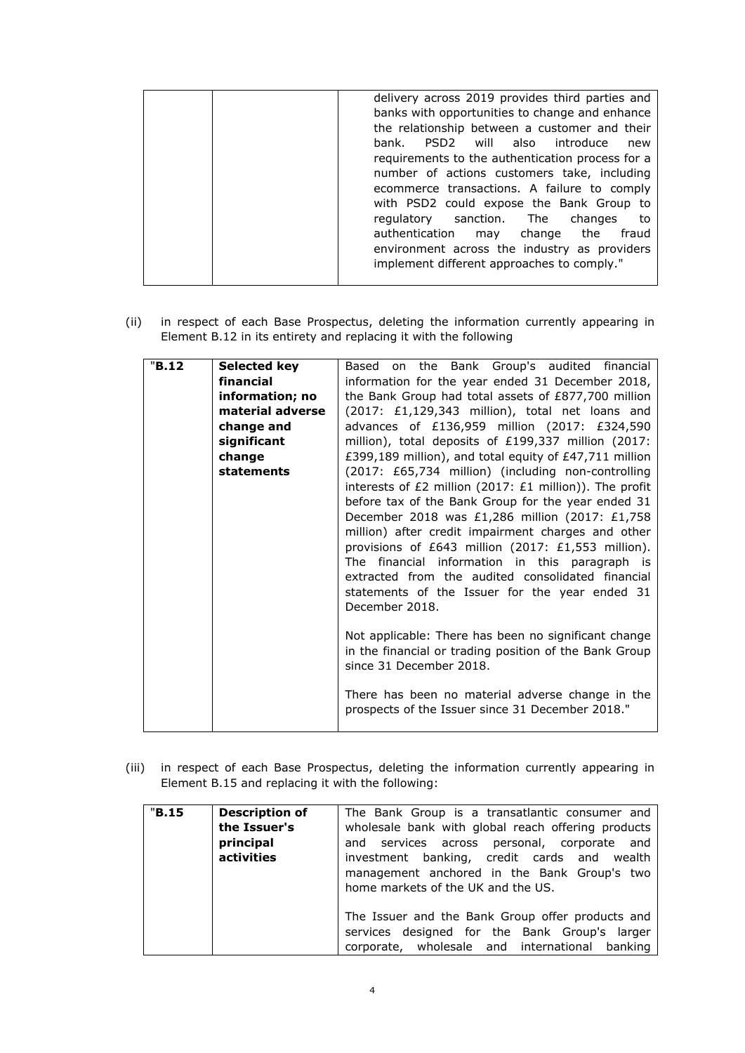| | | delivery across 2019 provides third parties and banks with opportunities to change and enhance the relationship between a customer and their bank. PSD2 will also introduce new requirements to the authentication process for a number of actions customers take, including ecommerce transactions. A failure to comply with PSD2 could expose the Bank Group to regulatory sanction. The changes to authentication may change the fraud environment across the industry as providers implement different approaches to comply." |
|---|---|---|

(ii) in respect of each Base Prospectus, deleting the information currently appearing in Element B.12 in its entirety and replacing it with the following

| "**B.12** | **Selected key financial information; no material adverse change and significant change statements** | Based on the Bank Group's audited financial information for the year ended 31 December 2018, the Bank Group had total assets of £877,700 million (2017: £1,129,343 million), total net loans and advances of £136,959 million (2017: £324,590 million), total deposits of £199,337 million (2017: £399,189 million), and total equity of £47,711 million (2017: £65,734 million) (including non-controlling interests of £2 million (2017: £1 million)). The profit before tax of the Bank Group for the year ended 31 December 2018 was £1,286 million (2017: £1,758 million) after credit impairment charges and other provisions of £643 million (2017: £1,553 million). The financial information in this paragraph is extracted from the audited consolidated financial statements of the Issuer for the year ended 31 December 2018.<br><br>Not applicable: There has been no significant change in the financial or trading position of the Bank Group since 31 December 2018.<br><br>There has been no material adverse change in the prospects of the Issuer since 31 December 2018." |
|---|---|---|

(iii) in respect of each Base Prospectus, deleting the information currently appearing in Element B.15 and replacing it with the following:

| "**B.15** | **Description of the Issuer's principal activities** | The Bank Group is a transatlantic consumer and wholesale bank with global reach offering products and services across personal, corporate and investment banking, credit cards and wealth management anchored in the Bank Group's two home markets of the UK and the US.<br><br>The Issuer and the Bank Group offer products and services designed for the Bank Group's larger corporate, wholesale and international banking |
|---|---|---|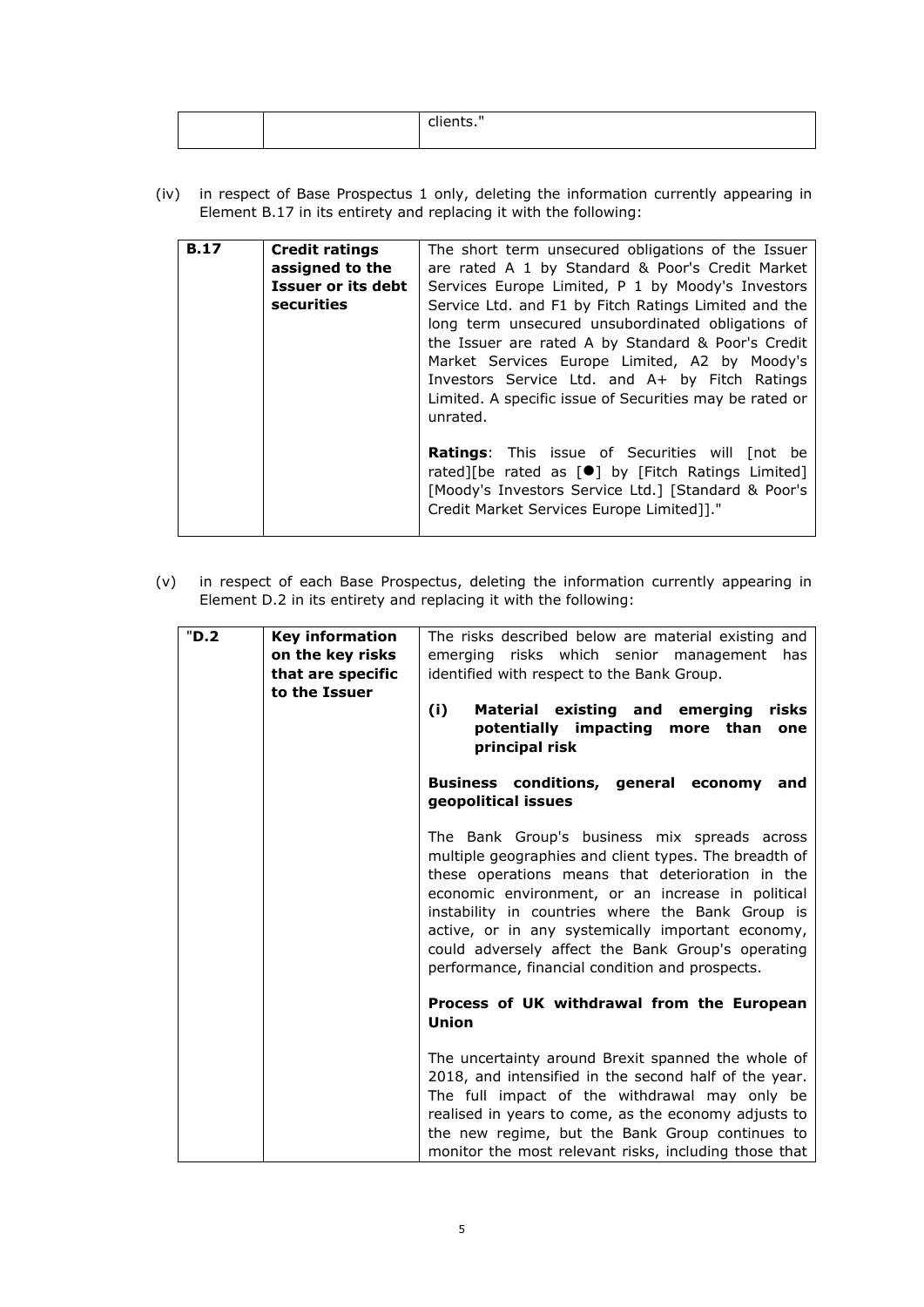| | | clients." |
|---|---|---|

(iv) in respect of Base Prospectus 1 only, deleting the information currently appearing in Element B.17 in its entirety and replacing it with the following:

| **B.17** | **Credit ratings assigned to the Issuer or its debt securities** | The short term unsecured obligations of the Issuer are rated A 1 by Standard & Poor's Credit Market Services Europe Limited, P 1 by Moody's Investors Service Ltd. and F1 by Fitch Ratings Limited and the long term unsecured unsubordinated obligations of the Issuer are rated A by Standard & Poor's Credit Market Services Europe Limited, A2 by Moody's Investors Service Ltd. and A+ by Fitch Ratings Limited. A specific issue of Securities may be rated or unrated.<br><br>**Ratings**: This issue of Securities will [not be rated][be rated as [●] by [Fitch Ratings Limited] [Moody's Investors Service Ltd.] [Standard & Poor's Credit Market Services Europe Limited]]." |
|---|---|---|

(v) in respect of each Base Prospectus, deleting the information currently appearing in Element D.2 in its entirety and replacing it with the following:

| "**D.2** | **Key information on the key risks that are specific to the Issuer** | The risks described below are material existing and emerging risks which senior management has identified with respect to the Bank Group.<br><br>**(i) Material existing and emerging risks potentially impacting more than one principal risk**<br><br>**Business conditions, general economy and geopolitical issues**<br><br>The Bank Group's business mix spreads across multiple geographies and client types. The breadth of these operations means that deterioration in the economic environment, or an increase in political instability in countries where the Bank Group is active, or in any systemically important economy, could adversely affect the Bank Group's operating performance, financial condition and prospects.<br><br>**Process of UK withdrawal from the European Union**<br><br>The uncertainty around Brexit spanned the whole of 2018, and intensified in the second half of the year. The full impact of the withdrawal may only be realised in years to come, as the economy adjusts to the new regime, but the Bank Group continues to monitor the most relevant risks, including those that |
|---|---|---|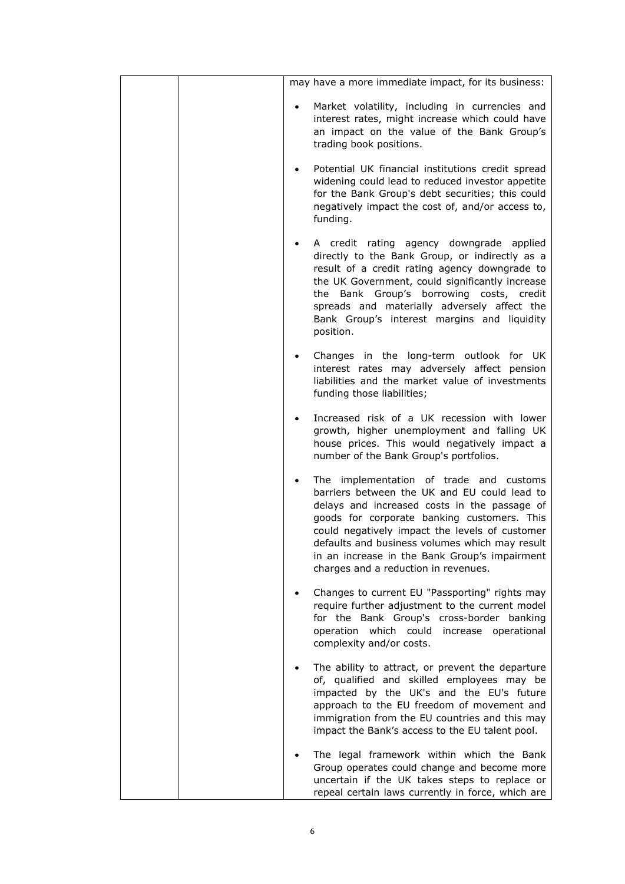| | | may have a more immediate impact, for its business:<br><br>• Market volatility, including in currencies and interest rates, might increase which could have an impact on the value of the Bank Group's trading book positions.<br><br>• Potential UK financial institutions credit spread widening could lead to reduced investor appetite for the Bank Group's debt securities; this could negatively impact the cost of, and/or access to, funding.<br><br>• A credit rating agency downgrade applied directly to the Bank Group, or indirectly as a result of a credit rating agency downgrade to the UK Government, could significantly increase the Bank Group's borrowing costs, credit spreads and materially adversely affect the Bank Group's interest margins and liquidity position.<br><br>• Changes in the long-term outlook for UK interest rates may adversely affect pension liabilities and the market value of investments funding those liabilities;<br><br>• Increased risk of a UK recession with lower growth, higher unemployment and falling UK house prices. This would negatively impact a number of the Bank Group's portfolios.<br><br>• The implementation of trade and customs barriers between the UK and EU could lead to delays and increased costs in the passage of goods for corporate banking customers. This could negatively impact the levels of customer defaults and business volumes which may result in an increase in the Bank Group's impairment charges and a reduction in revenues.<br><br>• Changes to current EU "Passporting" rights may require further adjustment to the current model for the Bank Group's cross-border banking operation which could increase operational complexity and/or costs.<br><br>• The ability to attract, or prevent the departure of, qualified and skilled employees may be impacted by the UK's and the EU's future approach to the EU freedom of movement and immigration from the EU countries and this may impact the Bank's access to the EU talent pool.<br><br>• The legal framework within which the Bank Group operates could change and become more uncertain if the UK takes steps to replace or repeal certain laws currently in force, which are |
|---|---|---|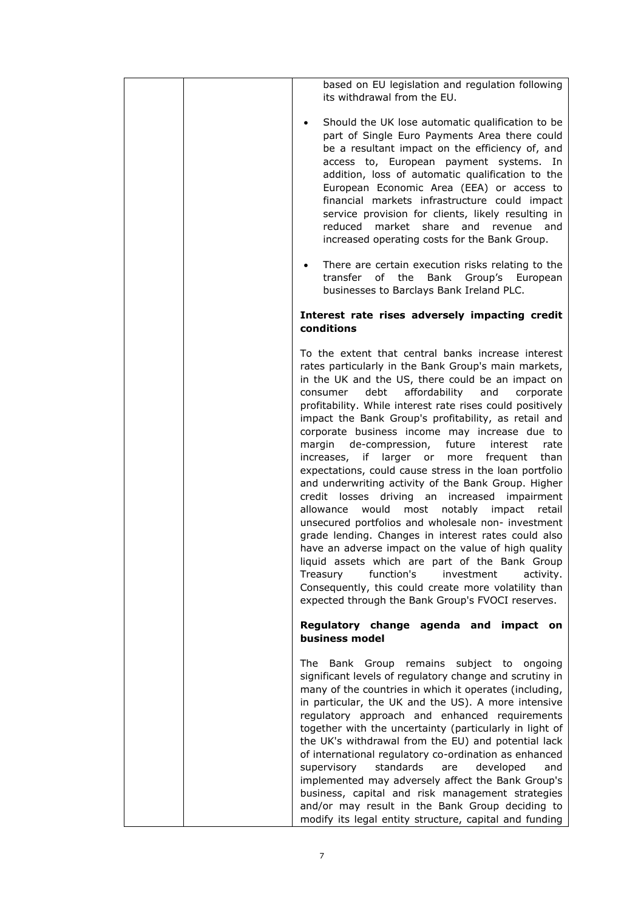| | | based on EU legislation and regulation following its withdrawal from the EU.<br><br>• Should the UK lose automatic qualification to be part of Single Euro Payments Area there could be a resultant impact on the efficiency of, and access to, European payment systems. In addition, loss of automatic qualification to the European Economic Area (EEA) or access to financial markets infrastructure could impact service provision for clients, likely resulting in reduced market share and revenue and increased operating costs for the Bank Group.<br><br>• There are certain execution risks relating to the transfer of the Bank Group's European businesses to Barclays Bank Ireland PLC.<br><br>**Interest rate rises adversely impacting credit conditions**<br><br>To the extent that central banks increase interest rates particularly in the Bank Group's main markets, in the UK and the US, there could be an impact on consumer debt affordability and corporate profitability. While interest rate rises could positively impact the Bank Group's profitability, as retail and corporate business income may increase due to margin de-compression, future interest rate increases, if larger or more frequent than expectations, could cause stress in the loan portfolio and underwriting activity of the Bank Group. Higher credit losses driving an increased impairment allowance would most notably impact retail unsecured portfolios and wholesale non- investment grade lending. Changes in interest rates could also have an adverse impact on the value of high quality liquid assets which are part of the Bank Group Treasury function's investment activity. Consequently, this could create more volatility than expected through the Bank Group's FVOCI reserves.<br><br>**Regulatory change agenda and impact on business model**<br><br>The Bank Group remains subject to ongoing significant levels of regulatory change and scrutiny in many of the countries in which it operates (including, in particular, the UK and the US). A more intensive regulatory approach and enhanced requirements together with the uncertainty (particularly in light of the UK's withdrawal from the EU) and potential lack of international regulatory co-ordination as enhanced supervisory standards are developed and implemented may adversely affect the Bank Group's business, capital and risk management strategies and/or may result in the Bank Group deciding to modify its legal entity structure, capital and funding |
|---|---|---|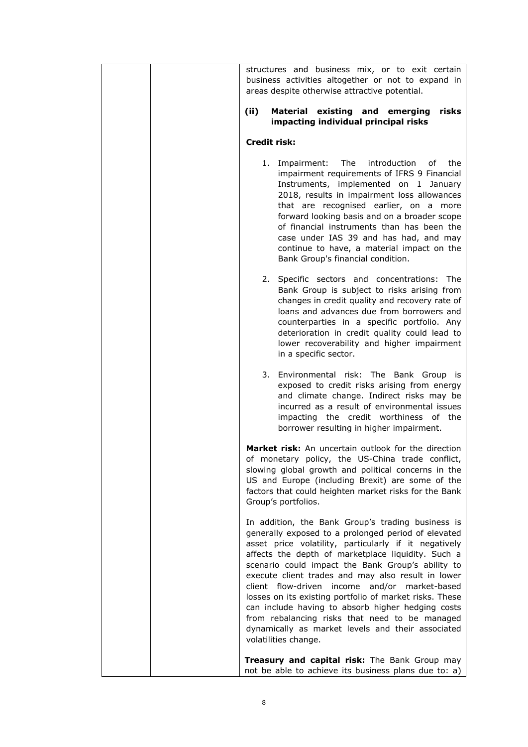structures and business mix, or to exit certain business activities altogether or not to expand in areas despite otherwise attractive potential.

**(ii) Material existing and emerging risks impacting individual principal risks**

**Credit risk:**

1. Impairment: The introduction of the impairment requirements of IFRS 9 Financial Instruments, implemented on 1 January 2018, results in impairment loss allowances that are recognised earlier, on a more forward looking basis and on a broader scope of financial instruments than has been the case under IAS 39 and has had, and may continue to have, a material impact on the Bank Group's financial condition.

2. Specific sectors and concentrations: The Bank Group is subject to risks arising from changes in credit quality and recovery rate of loans and advances due from borrowers and counterparties in a specific portfolio. Any deterioration in credit quality could lead to lower recoverability and higher impairment in a specific sector.

3. Environmental risk: The Bank Group is exposed to credit risks arising from energy and climate change. Indirect risks may be incurred as a result of environmental issues impacting the credit worthiness of the borrower resulting in higher impairment.

**Market risk:** An uncertain outlook for the direction of monetary policy, the US-China trade conflict, slowing global growth and political concerns in the US and Europe (including Brexit) are some of the factors that could heighten market risks for the Bank Group's portfolios.

In addition, the Bank Group's trading business is generally exposed to a prolonged period of elevated asset price volatility, particularly if it negatively affects the depth of marketplace liquidity. Such a scenario could impact the Bank Group's ability to execute client trades and may also result in lower client flow-driven income and/or market-based losses on its existing portfolio of market risks. These can include having to absorb higher hedging costs from rebalancing risks that need to be managed dynamically as market levels and their associated volatilities change.

**Treasury and capital risk:** The Bank Group may not be able to achieve its business plans due to: a)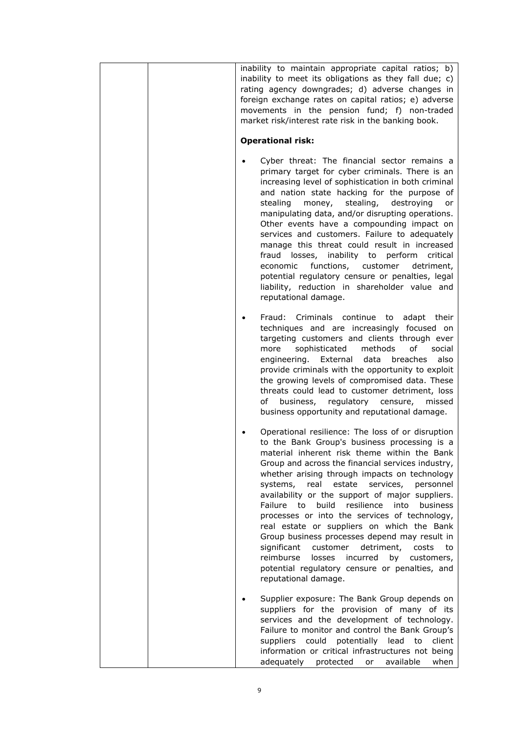| | | inability to maintain appropriate capital ratios; b) inability to meet its obligations as they fall due; c) rating agency downgrades; d) adverse changes in foreign exchange rates on capital ratios; e) adverse movements in the pension fund; f) non-traded market risk/interest rate risk in the banking book.<br><br>**Operational risk:**<br><br>• Cyber threat: The financial sector remains a primary target for cyber criminals. There is an increasing level of sophistication in both criminal and nation state hacking for the purpose of stealing money, stealing, destroying or manipulating data, and/or disrupting operations. Other events have a compounding impact on services and customers. Failure to adequately manage this threat could result in increased fraud losses, inability to perform critical economic functions, customer detriment, potential regulatory censure or penalties, legal liability, reduction in shareholder value and reputational damage.<br><br>• Fraud: Criminals continue to adapt their techniques and are increasingly focused on targeting customers and clients through ever more sophisticated methods of social engineering. External data breaches also provide criminals with the opportunity to exploit the growing levels of compromised data. These threats could lead to customer detriment, loss of business, regulatory censure, missed business opportunity and reputational damage.<br><br>• Operational resilience: The loss of or disruption to the Bank Group's business processing is a material inherent risk theme within the Bank Group and across the financial services industry, whether arising through impacts on technology systems, real estate services, personnel availability or the support of major suppliers. Failure to build resilience into business processes or into the services of technology, real estate or suppliers on which the Bank Group business processes depend may result in significant customer detriment, costs to reimburse losses incurred by customers, potential regulatory censure or penalties, and reputational damage.<br><br>• Supplier exposure: The Bank Group depends on suppliers for the provision of many of its services and the development of technology. Failure to monitor and control the Bank Group's suppliers could potentially lead to client information or critical infrastructures not being adequately protected or available when |
|---|---|---|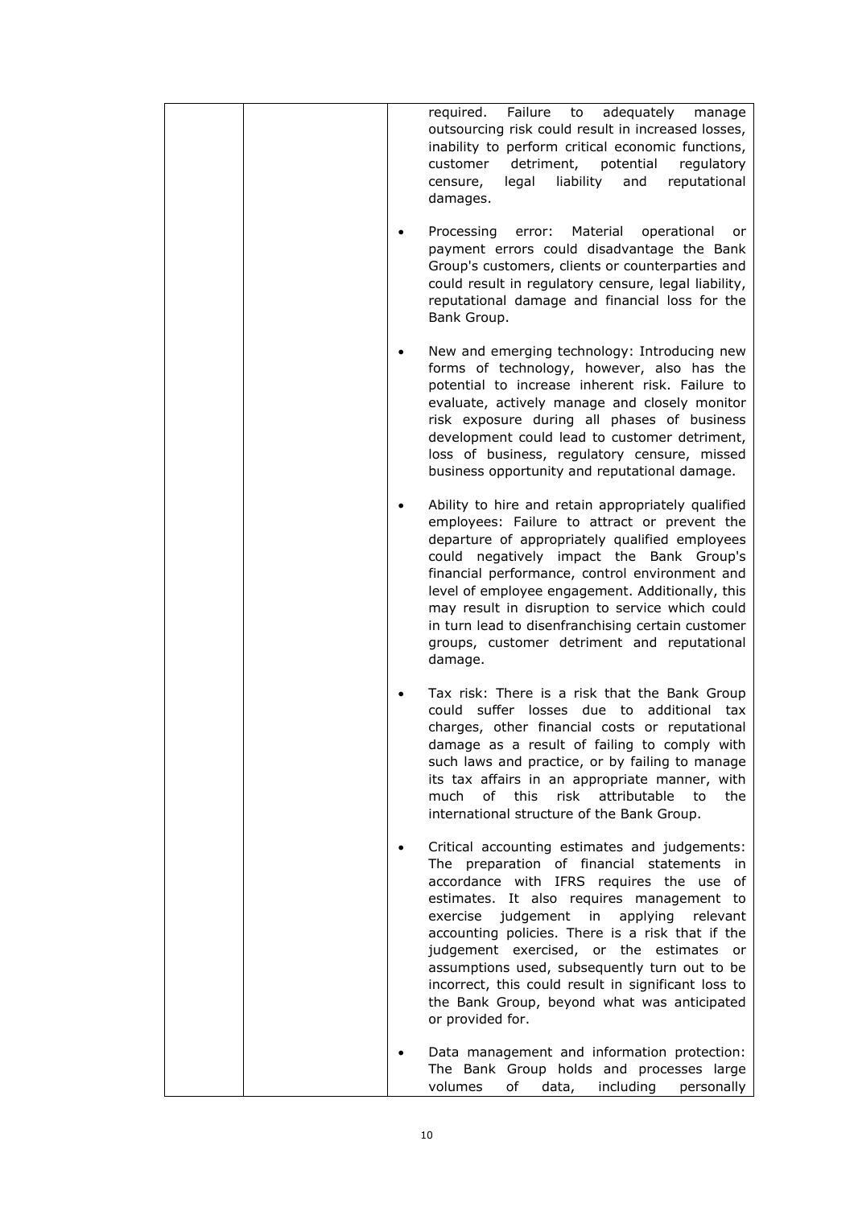| | | required. Failure to adequately manage outsourcing risk could result in increased losses, inability to perform critical economic functions, customer detriment, potential regulatory censure, legal liability and reputational damages.<br><br>• Processing error: Material operational or payment errors could disadvantage the Bank Group's customers, clients or counterparties and could result in regulatory censure, legal liability, reputational damage and financial loss for the Bank Group.<br><br>• New and emerging technology: Introducing new forms of technology, however, also has the potential to increase inherent risk. Failure to evaluate, actively manage and closely monitor risk exposure during all phases of business development could lead to customer detriment, loss of business, regulatory censure, missed business opportunity and reputational damage.<br><br>• Ability to hire and retain appropriately qualified employees: Failure to attract or prevent the departure of appropriately qualified employees could negatively impact the Bank Group's financial performance, control environment and level of employee engagement. Additionally, this may result in disruption to service which could in turn lead to disenfranchising certain customer groups, customer detriment and reputational damage.<br><br>• Tax risk: There is a risk that the Bank Group could suffer losses due to additional tax charges, other financial costs or reputational damage as a result of failing to comply with such laws and practice, or by failing to manage its tax affairs in an appropriate manner, with much of this risk attributable to the international structure of the Bank Group.<br><br>• Critical accounting estimates and judgements: The preparation of financial statements in accordance with IFRS requires the use of estimates. It also requires management to exercise judgement in applying relevant accounting policies. There is a risk that if the judgement exercised, or the estimates or assumptions used, subsequently turn out to be incorrect, this could result in significant loss to the Bank Group, beyond what was anticipated or provided for.<br><br>• Data management and information protection: The Bank Group holds and processes large volumes of data, including personally |
|---|---|---|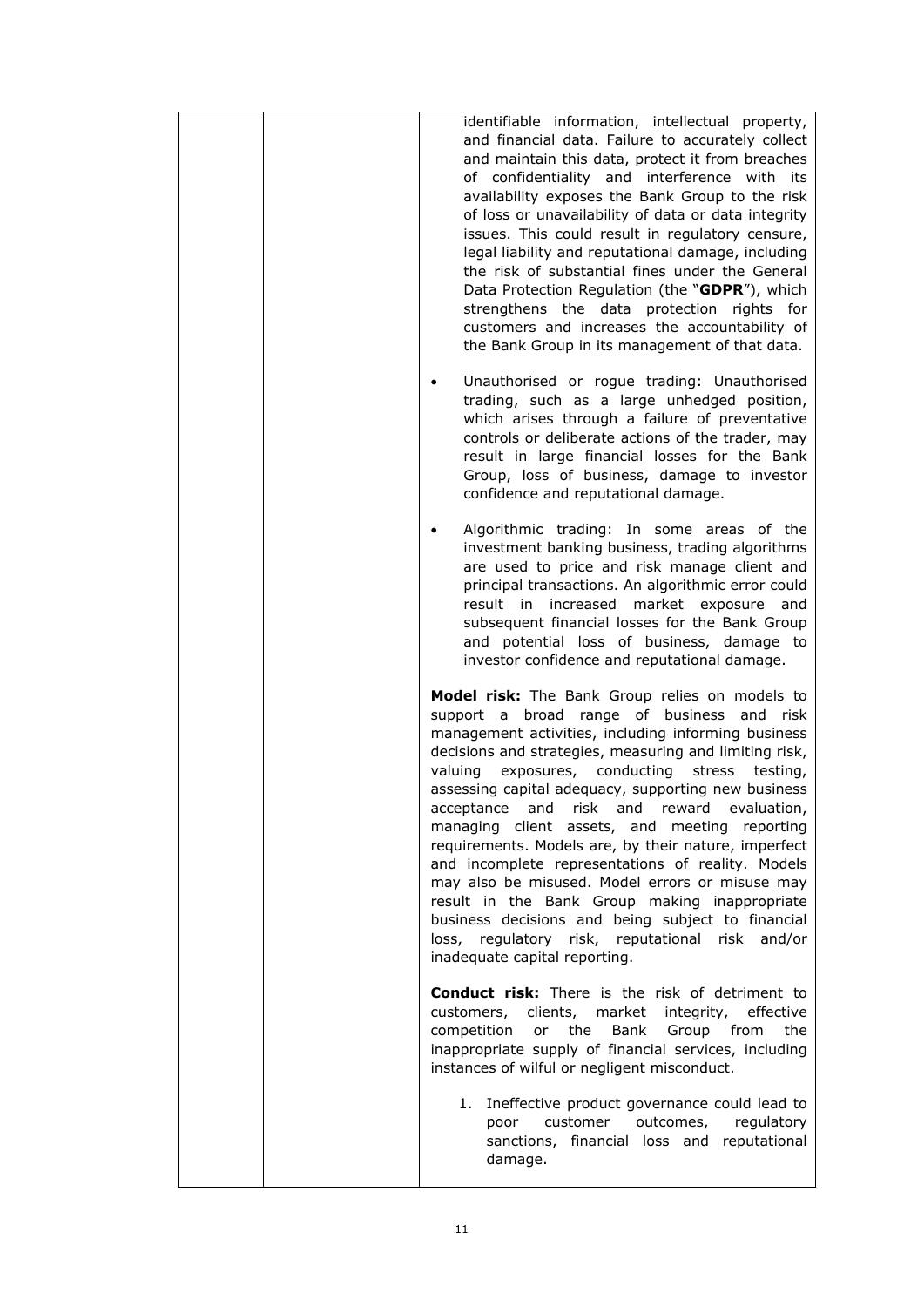| | | identifiable information, intellectual property, and financial data. Failure to accurately collect and maintain this data, protect it from breaches of confidentiality and interference with its availability exposes the Bank Group to the risk of loss or unavailability of data or data integrity issues. This could result in regulatory censure, legal liability and reputational damage, including the risk of substantial fines under the General Data Protection Regulation (the "**GDPR**"), which strengthens the data protection rights for customers and increases the accountability of the Bank Group in its management of that data.<br><br>• Unauthorised or rogue trading: Unauthorised trading, such as a large unhedged position, which arises through a failure of preventative controls or deliberate actions of the trader, may result in large financial losses for the Bank Group, loss of business, damage to investor confidence and reputational damage.<br><br>• Algorithmic trading: In some areas of the investment banking business, trading algorithms are used to price and risk manage client and principal transactions. An algorithmic error could result in increased market exposure and subsequent financial losses for the Bank Group and potential loss of business, damage to investor confidence and reputational damage.<br><br>**Model risk:** The Bank Group relies on models to support a broad range of business and risk management activities, including informing business decisions and strategies, measuring and limiting risk, valuing exposures, conducting stress testing, assessing capital adequacy, supporting new business acceptance and risk and reward evaluation, managing client assets, and meeting reporting requirements. Models are, by their nature, imperfect and incomplete representations of reality. Models may also be misused. Model errors or misuse may result in the Bank Group making inappropriate business decisions and being subject to financial loss, regulatory risk, reputational risk and/or inadequate capital reporting.<br><br>**Conduct risk:** There is the risk of detriment to customers, clients, market integrity, effective competition or the Bank Group from the inappropriate supply of financial services, including instances of wilful or negligent misconduct.<br><br>1. Ineffective product governance could lead to poor customer outcomes, regulatory sanctions, financial loss and reputational damage. |
|---|---|---|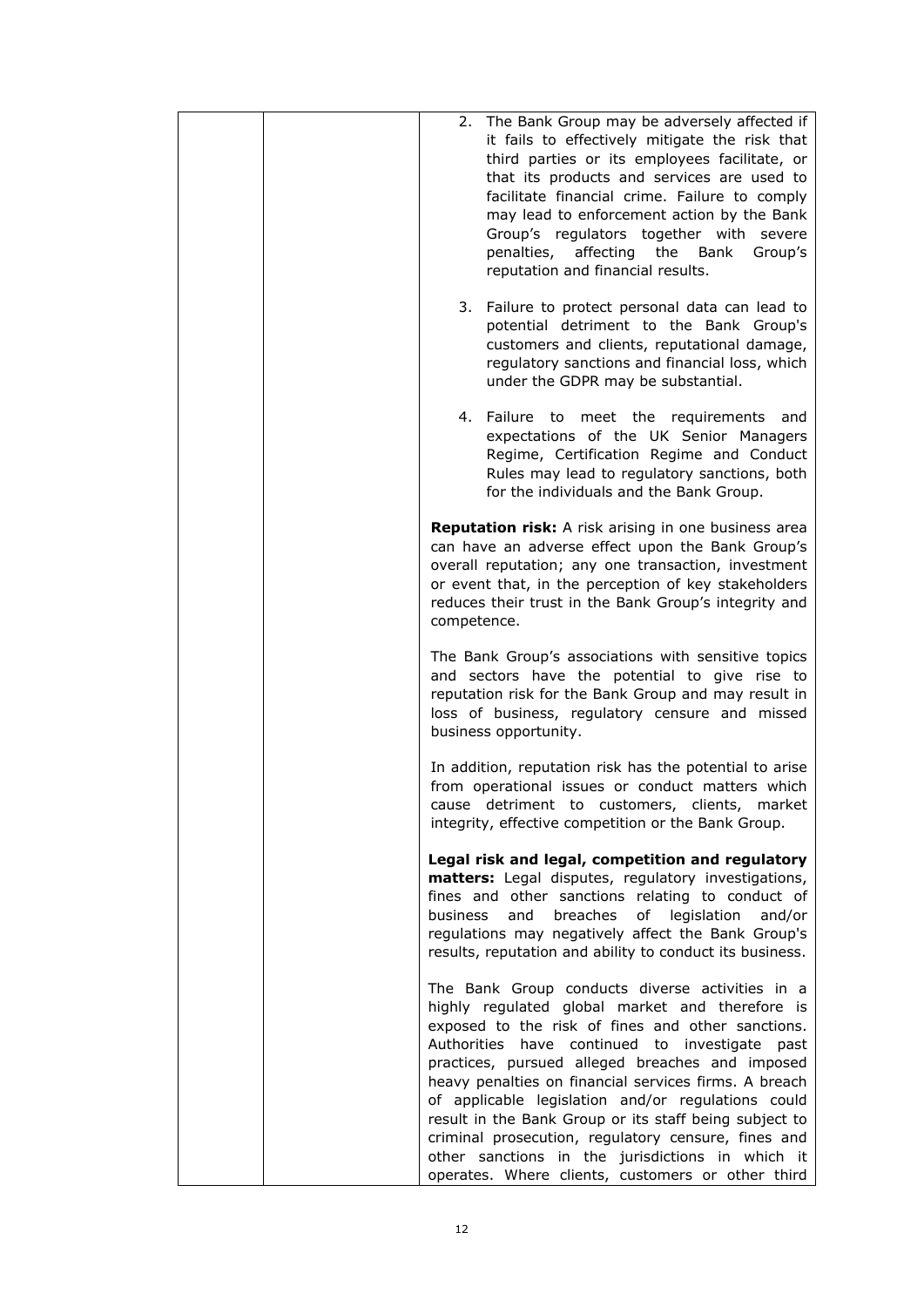| | | 2. The Bank Group may be adversely affected if it fails to effectively mitigate the risk that third parties or its employees facilitate, or that its products and services are used to facilitate financial crime. Failure to comply may lead to enforcement action by the Bank Group's regulators together with severe penalties, affecting the Bank Group's reputation and financial results.<br><br>3. Failure to protect personal data can lead to potential detriment to the Bank Group's customers and clients, reputational damage, regulatory sanctions and financial loss, which under the GDPR may be substantial.<br><br>4. Failure to meet the requirements and expectations of the UK Senior Managers Regime, Certification Regime and Conduct Rules may lead to regulatory sanctions, both for the individuals and the Bank Group.<br><br>**Reputation risk:** A risk arising in one business area can have an adverse effect upon the Bank Group's overall reputation; any one transaction, investment or event that, in the perception of key stakeholders reduces their trust in the Bank Group's integrity and competence.<br><br>The Bank Group's associations with sensitive topics and sectors have the potential to give rise to reputation risk for the Bank Group and may result in loss of business, regulatory censure and missed business opportunity.<br><br>In addition, reputation risk has the potential to arise from operational issues or conduct matters which cause detriment to customers, clients, market integrity, effective competition or the Bank Group.<br><br>**Legal risk and legal, competition and regulatory matters:** Legal disputes, regulatory investigations, fines and other sanctions relating to conduct of business and breaches of legislation and/or regulations may negatively affect the Bank Group's results, reputation and ability to conduct its business.<br><br>The Bank Group conducts diverse activities in a highly regulated global market and therefore is exposed to the risk of fines and other sanctions. Authorities have continued to investigate past practices, pursued alleged breaches and imposed heavy penalties on financial services firms. A breach of applicable legislation and/or regulations could result in the Bank Group or its staff being subject to criminal prosecution, regulatory censure, fines and other sanctions in the jurisdictions in which it operates. Where clients, customers or other third |
|---|---|---|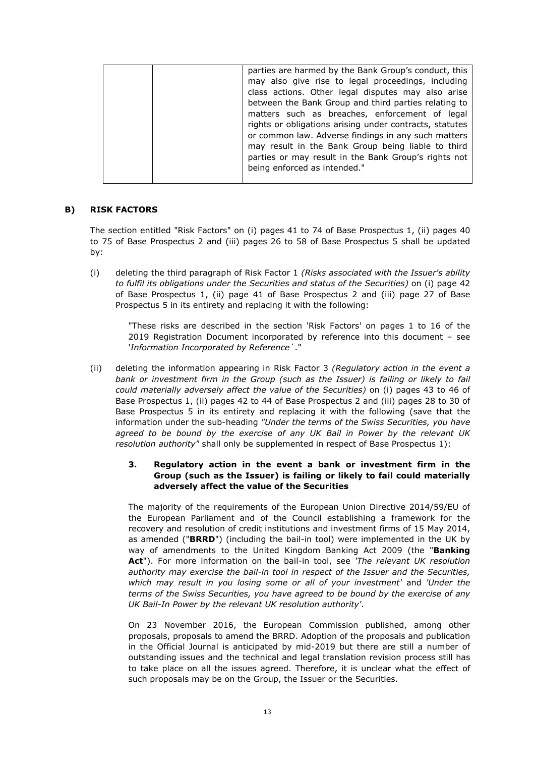| | | parties are harmed by the Bank Group's conduct, this may also give rise to legal proceedings, including class actions. Other legal disputes may also arise between the Bank Group and third parties relating to matters such as breaches, enforcement of legal rights or obligations arising under contracts, statutes or common law. Adverse findings in any such matters may result in the Bank Group being liable to third parties or may result in the Bank Group's rights not being enforced as intended." |
|---|---|---|

## B) RISK FACTORS

The section entitled "Risk Factors" on (i) pages 41 to 74 of Base Prospectus 1, (ii) pages 40 to 75 of Base Prospectus 2 and (iii) pages 26 to 58 of Base Prospectus 5 shall be updated by:

(i) deleting the third paragraph of Risk Factor 1 *(Risks associated with the Issuer's ability to fulfil its obligations under the Securities and status of the Securities)* on (i) page 42 of Base Prospectus 1, (ii) page 41 of Base Prospectus 2 and (iii) page 27 of Base Prospectus 5 in its entirety and replacing it with the following:

> "These risks are described in the section 'Risk Factors' on pages 1 to 16 of the 2019 Registration Document incorporated by reference into this document – see '*Information Incorporated by Reference*´."

(ii) deleting the information appearing in Risk Factor 3 *(Regulatory action in the event a bank or investment firm in the Group (such as the Issuer) is failing or likely to fail could materially adversely affect the value of the Securities)* on (i) pages 43 to 46 of Base Prospectus 1, (ii) pages 42 to 44 of Base Prospectus 2 and (iii) pages 28 to 30 of Base Prospectus 5 in its entirety and replacing it with the following (save that the information under the sub-heading *"Under the terms of the Swiss Securities, you have agreed to be bound by the exercise of any UK Bail in Power by the relevant UK resolution authority"* shall only be supplemented in respect of Base Prospectus 1):

### 3. Regulatory action in the event a bank or investment firm in the Group (such as the Issuer) is failing or likely to fail could materially adversely affect the value of the Securities

The majority of the requirements of the European Union Directive 2014/59/EU of the European Parliament and of the Council establishing a framework for the recovery and resolution of credit institutions and investment firms of 15 May 2014, as amended ("**BRRD**") (including the bail-in tool) were implemented in the UK by way of amendments to the United Kingdom Banking Act 2009 (the "**Banking Act**"). For more information on the bail-in tool, see *'The relevant UK resolution authority may exercise the bail-in tool in respect of the Issuer and the Securities, which may result in you losing some or all of your investment'* and *'Under the terms of the Swiss Securities, you have agreed to be bound by the exercise of any UK Bail-In Power by the relevant UK resolution authority'*.

On 23 November 2016, the European Commission published, among other proposals, proposals to amend the BRRD. Adoption of the proposals and publication in the Official Journal is anticipated by mid-2019 but there are still a number of outstanding issues and the technical and legal translation revision process still has to take place on all the issues agreed. Therefore, it is unclear what the effect of such proposals may be on the Group, the Issuer or the Securities.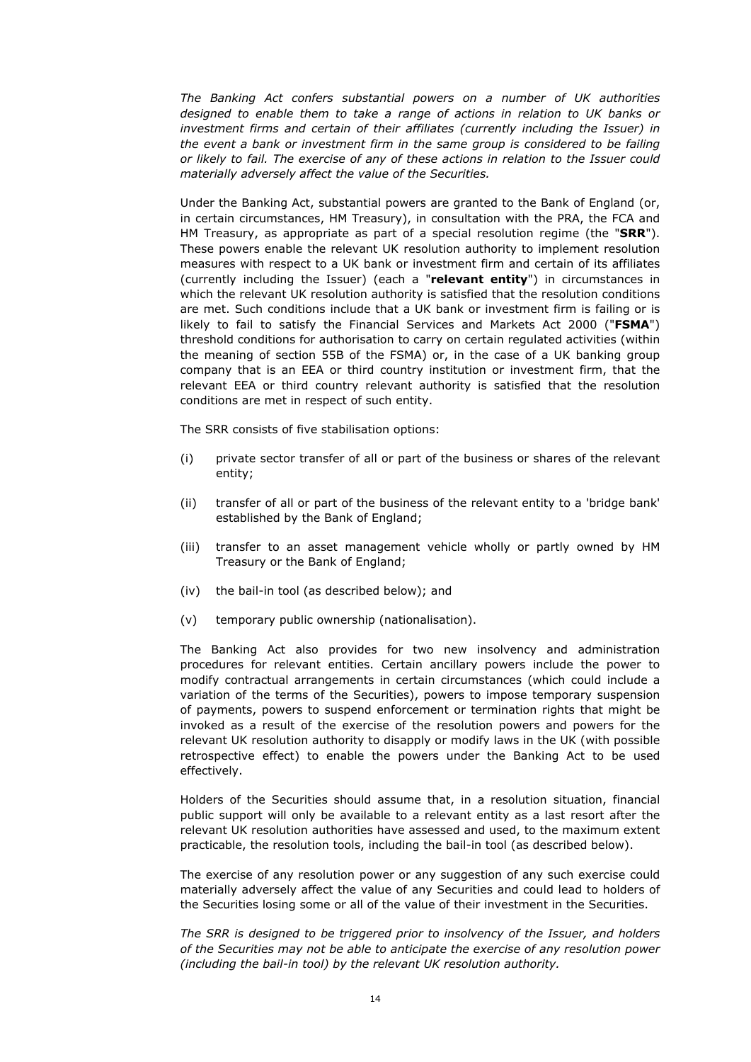*The Banking Act confers substantial powers on a number of UK authorities designed to enable them to take a range of actions in relation to UK banks or investment firms and certain of their affiliates (currently including the Issuer) in the event a bank or investment firm in the same group is considered to be failing or likely to fail. The exercise of any of these actions in relation to the Issuer could materially adversely affect the value of the Securities.*

Under the Banking Act, substantial powers are granted to the Bank of England (or, in certain circumstances, HM Treasury), in consultation with the PRA, the FCA and HM Treasury, as appropriate as part of a special resolution regime (the "**SRR**"). These powers enable the relevant UK resolution authority to implement resolution measures with respect to a UK bank or investment firm and certain of its affiliates (currently including the Issuer) (each a "**relevant entity**") in circumstances in which the relevant UK resolution authority is satisfied that the resolution conditions are met. Such conditions include that a UK bank or investment firm is failing or is likely to fail to satisfy the Financial Services and Markets Act 2000 ("**FSMA**") threshold conditions for authorisation to carry on certain regulated activities (within the meaning of section 55B of the FSMA) or, in the case of a UK banking group company that is an EEA or third country institution or investment firm, that the relevant EEA or third country relevant authority is satisfied that the resolution conditions are met in respect of such entity.

The SRR consists of five stabilisation options:

(i) private sector transfer of all or part of the business or shares of the relevant entity;

(ii) transfer of all or part of the business of the relevant entity to a 'bridge bank' established by the Bank of England;

(iii) transfer to an asset management vehicle wholly or partly owned by HM Treasury or the Bank of England;

(iv) the bail-in tool (as described below); and

(v) temporary public ownership (nationalisation).

The Banking Act also provides for two new insolvency and administration procedures for relevant entities. Certain ancillary powers include the power to modify contractual arrangements in certain circumstances (which could include a variation of the terms of the Securities), powers to impose temporary suspension of payments, powers to suspend enforcement or termination rights that might be invoked as a result of the exercise of the resolution powers and powers for the relevant UK resolution authority to disapply or modify laws in the UK (with possible retrospective effect) to enable the powers under the Banking Act to be used effectively.

Holders of the Securities should assume that, in a resolution situation, financial public support will only be available to a relevant entity as a last resort after the relevant UK resolution authorities have assessed and used, to the maximum extent practicable, the resolution tools, including the bail-in tool (as described below).

The exercise of any resolution power or any suggestion of any such exercise could materially adversely affect the value of any Securities and could lead to holders of the Securities losing some or all of the value of their investment in the Securities.

*The SRR is designed to be triggered prior to insolvency of the Issuer, and holders of the Securities may not be able to anticipate the exercise of any resolution power (including the bail-in tool) by the relevant UK resolution authority.*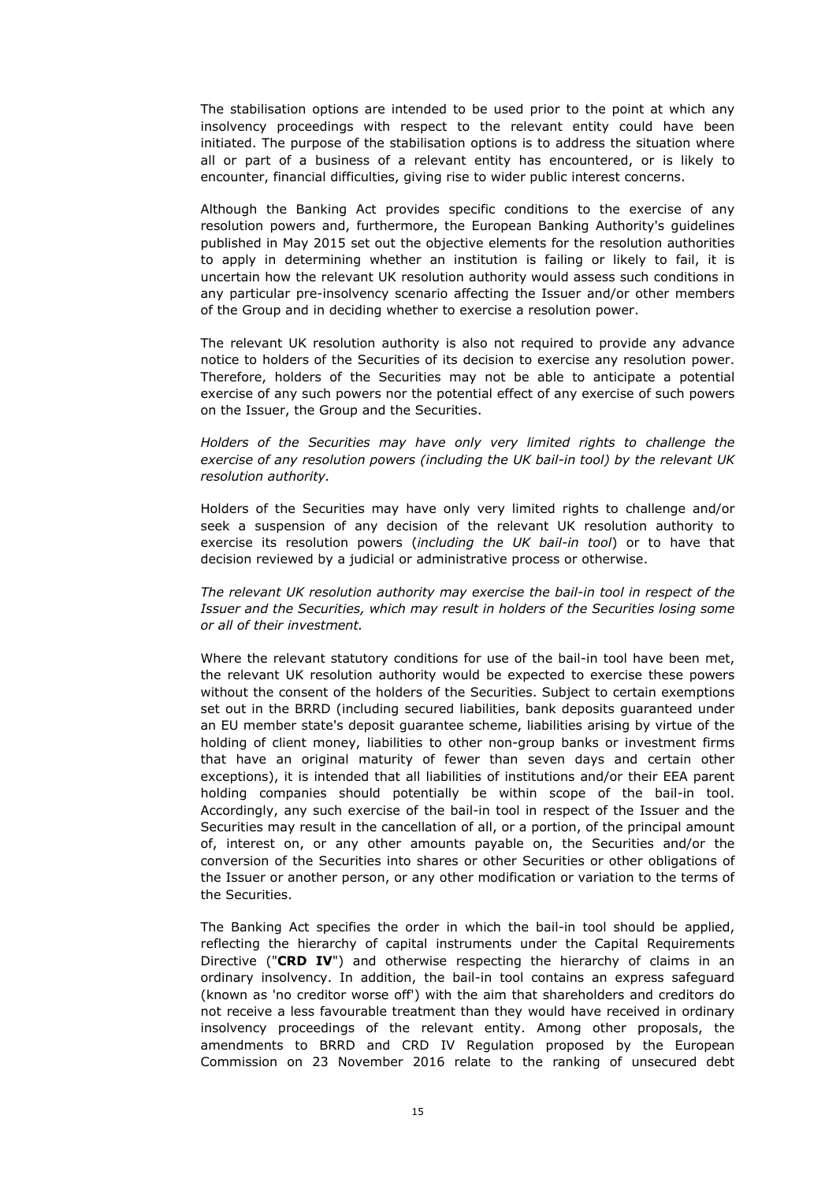The stabilisation options are intended to be used prior to the point at which any insolvency proceedings with respect to the relevant entity could have been initiated. The purpose of the stabilisation options is to address the situation where all or part of a business of a relevant entity has encountered, or is likely to encounter, financial difficulties, giving rise to wider public interest concerns.

Although the Banking Act provides specific conditions to the exercise of any resolution powers and, furthermore, the European Banking Authority's guidelines published in May 2015 set out the objective elements for the resolution authorities to apply in determining whether an institution is failing or likely to fail, it is uncertain how the relevant UK resolution authority would assess such conditions in any particular pre-insolvency scenario affecting the Issuer and/or other members of the Group and in deciding whether to exercise a resolution power.

The relevant UK resolution authority is also not required to provide any advance notice to holders of the Securities of its decision to exercise any resolution power. Therefore, holders of the Securities may not be able to anticipate a potential exercise of any such powers nor the potential effect of any exercise of such powers on the Issuer, the Group and the Securities.

*Holders of the Securities may have only very limited rights to challenge the exercise of any resolution powers (including the UK bail-in tool) by the relevant UK resolution authority.*

Holders of the Securities may have only very limited rights to challenge and/or seek a suspension of any decision of the relevant UK resolution authority to exercise its resolution powers (*including the UK bail-in tool*) or to have that decision reviewed by a judicial or administrative process or otherwise.

*The relevant UK resolution authority may exercise the bail-in tool in respect of the Issuer and the Securities, which may result in holders of the Securities losing some or all of their investment.*

Where the relevant statutory conditions for use of the bail-in tool have been met, the relevant UK resolution authority would be expected to exercise these powers without the consent of the holders of the Securities. Subject to certain exemptions set out in the BRRD (including secured liabilities, bank deposits guaranteed under an EU member state's deposit guarantee scheme, liabilities arising by virtue of the holding of client money, liabilities to other non-group banks or investment firms that have an original maturity of fewer than seven days and certain other exceptions), it is intended that all liabilities of institutions and/or their EEA parent holding companies should potentially be within scope of the bail-in tool. Accordingly, any such exercise of the bail-in tool in respect of the Issuer and the Securities may result in the cancellation of all, or a portion, of the principal amount of, interest on, or any other amounts payable on, the Securities and/or the conversion of the Securities into shares or other Securities or other obligations of the Issuer or another person, or any other modification or variation to the terms of the Securities.

The Banking Act specifies the order in which the bail-in tool should be applied, reflecting the hierarchy of capital instruments under the Capital Requirements Directive ("**CRD IV**") and otherwise respecting the hierarchy of claims in an ordinary insolvency. In addition, the bail-in tool contains an express safeguard (known as 'no creditor worse off') with the aim that shareholders and creditors do not receive a less favourable treatment than they would have received in ordinary insolvency proceedings of the relevant entity. Among other proposals, the amendments to BRRD and CRD IV Regulation proposed by the European Commission on 23 November 2016 relate to the ranking of unsecured debt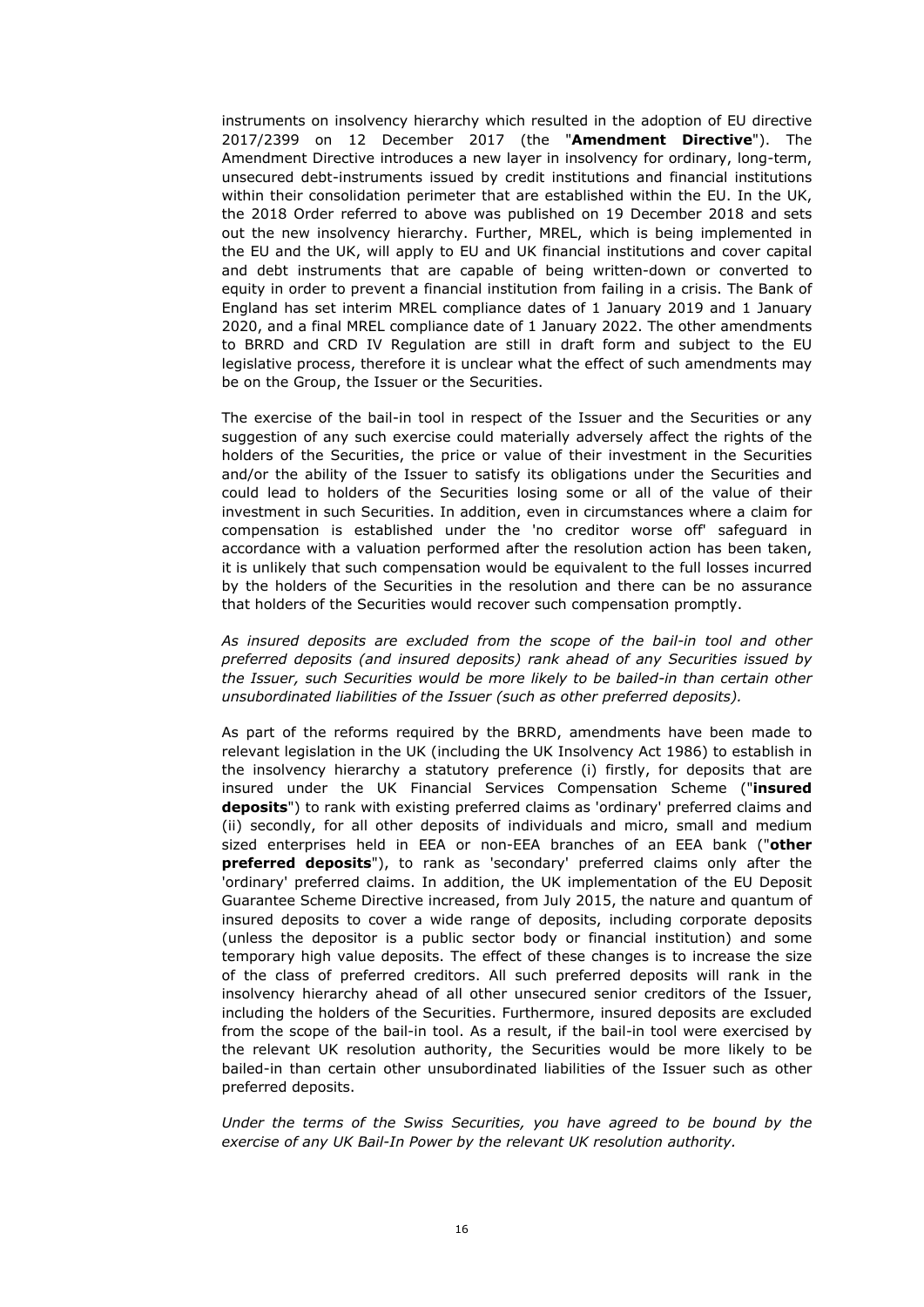instruments on insolvency hierarchy which resulted in the adoption of EU directive 2017/2399 on 12 December 2017 (the "**Amendment Directive**"). The Amendment Directive introduces a new layer in insolvency for ordinary, long-term, unsecured debt-instruments issued by credit institutions and financial institutions within their consolidation perimeter that are established within the EU. In the UK, the 2018 Order referred to above was published on 19 December 2018 and sets out the new insolvency hierarchy. Further, MREL, which is being implemented in the EU and the UK, will apply to EU and UK financial institutions and cover capital and debt instruments that are capable of being written-down or converted to equity in order to prevent a financial institution from failing in a crisis. The Bank of England has set interim MREL compliance dates of 1 January 2019 and 1 January 2020, and a final MREL compliance date of 1 January 2022. The other amendments to BRRD and CRD IV Regulation are still in draft form and subject to the EU legislative process, therefore it is unclear what the effect of such amendments may be on the Group, the Issuer or the Securities.

The exercise of the bail-in tool in respect of the Issuer and the Securities or any suggestion of any such exercise could materially adversely affect the rights of the holders of the Securities, the price or value of their investment in the Securities and/or the ability of the Issuer to satisfy its obligations under the Securities and could lead to holders of the Securities losing some or all of the value of their investment in such Securities. In addition, even in circumstances where a claim for compensation is established under the 'no creditor worse off' safeguard in accordance with a valuation performed after the resolution action has been taken, it is unlikely that such compensation would be equivalent to the full losses incurred by the holders of the Securities in the resolution and there can be no assurance that holders of the Securities would recover such compensation promptly.

*As insured deposits are excluded from the scope of the bail-in tool and other preferred deposits (and insured deposits) rank ahead of any Securities issued by the Issuer, such Securities would be more likely to be bailed-in than certain other unsubordinated liabilities of the Issuer (such as other preferred deposits).*

As part of the reforms required by the BRRD, amendments have been made to relevant legislation in the UK (including the UK Insolvency Act 1986) to establish in the insolvency hierarchy a statutory preference (i) firstly, for deposits that are insured under the UK Financial Services Compensation Scheme ("**insured deposits**") to rank with existing preferred claims as 'ordinary' preferred claims and (ii) secondly, for all other deposits of individuals and micro, small and medium sized enterprises held in EEA or non-EEA branches of an EEA bank ("**other preferred deposits**"), to rank as 'secondary' preferred claims only after the 'ordinary' preferred claims. In addition, the UK implementation of the EU Deposit Guarantee Scheme Directive increased, from July 2015, the nature and quantum of insured deposits to cover a wide range of deposits, including corporate deposits (unless the depositor is a public sector body or financial institution) and some temporary high value deposits. The effect of these changes is to increase the size of the class of preferred creditors. All such preferred deposits will rank in the insolvency hierarchy ahead of all other unsecured senior creditors of the Issuer, including the holders of the Securities. Furthermore, insured deposits are excluded from the scope of the bail-in tool. As a result, if the bail-in tool were exercised by the relevant UK resolution authority, the Securities would be more likely to be bailed-in than certain other unsubordinated liabilities of the Issuer such as other preferred deposits.

*Under the terms of the Swiss Securities, you have agreed to be bound by the exercise of any UK Bail-In Power by the relevant UK resolution authority.*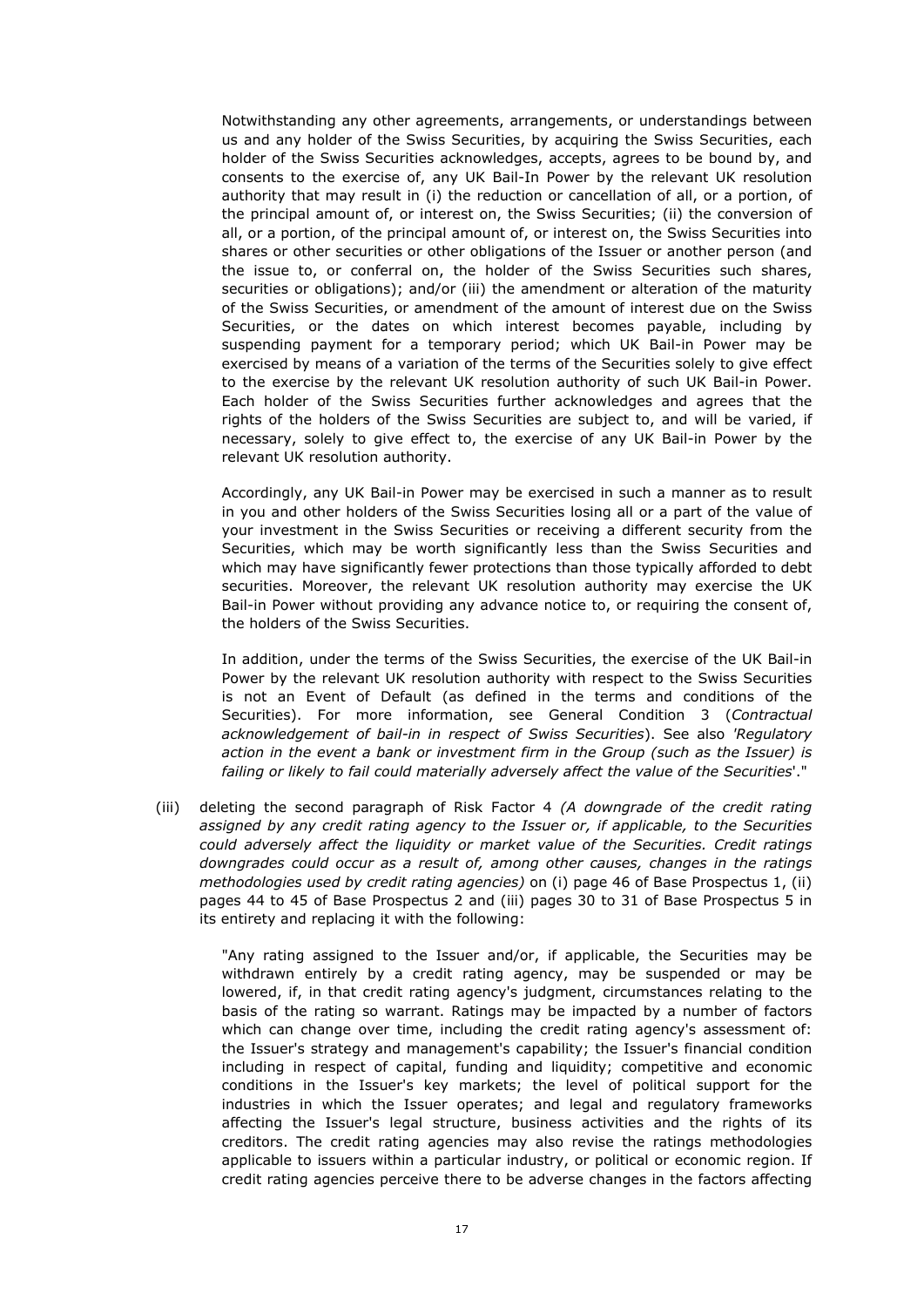Notwithstanding any other agreements, arrangements, or understandings between us and any holder of the Swiss Securities, by acquiring the Swiss Securities, each holder of the Swiss Securities acknowledges, accepts, agrees to be bound by, and consents to the exercise of, any UK Bail-In Power by the relevant UK resolution authority that may result in (i) the reduction or cancellation of all, or a portion, of the principal amount of, or interest on, the Swiss Securities; (ii) the conversion of all, or a portion, of the principal amount of, or interest on, the Swiss Securities into shares or other securities or other obligations of the Issuer or another person (and the issue to, or conferral on, the holder of the Swiss Securities such shares, securities or obligations); and/or (iii) the amendment or alteration of the maturity of the Swiss Securities, or amendment of the amount of interest due on the Swiss Securities, or the dates on which interest becomes payable, including by suspending payment for a temporary period; which UK Bail-in Power may be exercised by means of a variation of the terms of the Securities solely to give effect to the exercise by the relevant UK resolution authority of such UK Bail-in Power. Each holder of the Swiss Securities further acknowledges and agrees that the rights of the holders of the Swiss Securities are subject to, and will be varied, if necessary, solely to give effect to, the exercise of any UK Bail-in Power by the relevant UK resolution authority.

Accordingly, any UK Bail-in Power may be exercised in such a manner as to result in you and other holders of the Swiss Securities losing all or a part of the value of your investment in the Swiss Securities or receiving a different security from the Securities, which may be worth significantly less than the Swiss Securities and which may have significantly fewer protections than those typically afforded to debt securities. Moreover, the relevant UK resolution authority may exercise the UK Bail-in Power without providing any advance notice to, or requiring the consent of, the holders of the Swiss Securities.

In addition, under the terms of the Swiss Securities, the exercise of the UK Bail-in Power by the relevant UK resolution authority with respect to the Swiss Securities is not an Event of Default (as defined in the terms and conditions of the Securities). For more information, see General Condition 3 (*Contractual acknowledgement of bail-in in respect of Swiss Securities*). See also *'Regulatory action in the event a bank or investment firm in the Group (such as the Issuer) is failing or likely to fail could materially adversely affect the value of the Securities*'."

(iii) deleting the second paragraph of Risk Factor 4 *(A downgrade of the credit rating assigned by any credit rating agency to the Issuer or, if applicable, to the Securities could adversely affect the liquidity or market value of the Securities. Credit ratings downgrades could occur as a result of, among other causes, changes in the ratings methodologies used by credit rating agencies)* on (i) page 46 of Base Prospectus 1, (ii) pages 44 to 45 of Base Prospectus 2 and (iii) pages 30 to 31 of Base Prospectus 5 in its entirety and replacing it with the following:

"Any rating assigned to the Issuer and/or, if applicable, the Securities may be withdrawn entirely by a credit rating agency, may be suspended or may be lowered, if, in that credit rating agency's judgment, circumstances relating to the basis of the rating so warrant. Ratings may be impacted by a number of factors which can change over time, including the credit rating agency's assessment of: the Issuer's strategy and management's capability; the Issuer's financial condition including in respect of capital, funding and liquidity; competitive and economic conditions in the Issuer's key markets; the level of political support for the industries in which the Issuer operates; and legal and regulatory frameworks affecting the Issuer's legal structure, business activities and the rights of its creditors. The credit rating agencies may also revise the ratings methodologies applicable to issuers within a particular industry, or political or economic region. If credit rating agencies perceive there to be adverse changes in the factors affecting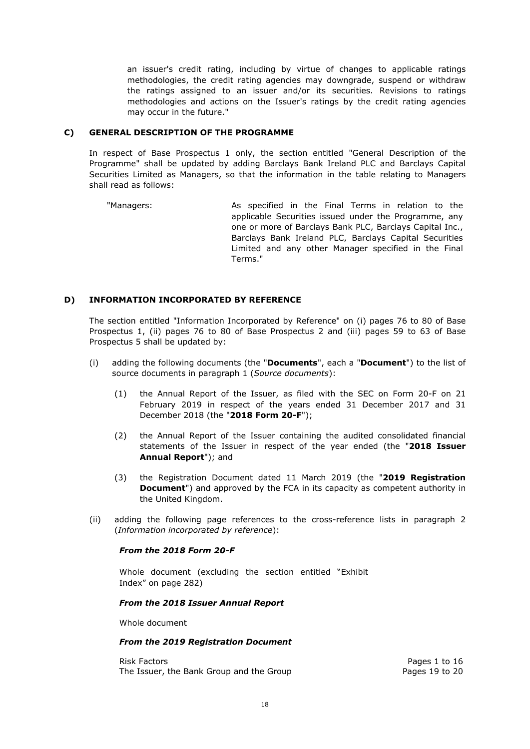an issuer's credit rating, including by virtue of changes to applicable ratings methodologies, the credit rating agencies may downgrade, suspend or withdraw the ratings assigned to an issuer and/or its securities. Revisions to ratings methodologies and actions on the Issuer's ratings by the credit rating agencies may occur in the future."

## C) GENERAL DESCRIPTION OF THE PROGRAMME

In respect of Base Prospectus 1 only, the section entitled "General Description of the Programme" shall be updated by adding Barclays Bank Ireland PLC and Barclays Capital Securities Limited as Managers, so that the information in the table relating to Managers shall read as follows:

| | |
|---|---|
| "Managers: | As specified in the Final Terms in relation to the applicable Securities issued under the Programme, any one or more of Barclays Bank PLC, Barclays Capital Inc., Barclays Bank Ireland PLC, Barclays Capital Securities Limited and any other Manager specified in the Final Terms." |

## D) INFORMATION INCORPORATED BY REFERENCE

The section entitled "Information Incorporated by Reference" on (i) pages 76 to 80 of Base Prospectus 1, (ii) pages 76 to 80 of Base Prospectus 2 and (iii) pages 59 to 63 of Base Prospectus 5 shall be updated by:

(i) adding the following documents (the "**Documents**", each a "**Document**") to the list of source documents in paragraph 1 (*Source documents*):

   (1) the Annual Report of the Issuer, as filed with the SEC on Form 20-F on 21 February 2019 in respect of the years ended 31 December 2017 and 31 December 2018 (the "**2018 Form 20-F**");

   (2) the Annual Report of the Issuer containing the audited consolidated financial statements of the Issuer in respect of the year ended (the "**2018 Issuer Annual Report**"); and

   (3) the Registration Document dated 11 March 2019 (the "**2019 Registration Document**") and approved by the FCA in its capacity as competent authority in the United Kingdom.

(ii) adding the following page references to the cross-reference lists in paragraph 2 (*Information incorporated by reference*):

***From the 2018 Form 20-F***

Whole document (excluding the section entitled "Exhibit Index" on page 282)

***From the 2018 Issuer Annual Report***

Whole document

***From the 2019 Registration Document***

| | |
|---|---|
| Risk Factors | Pages 1 to 16 |
| The Issuer, the Bank Group and the Group | Pages 19 to 20 |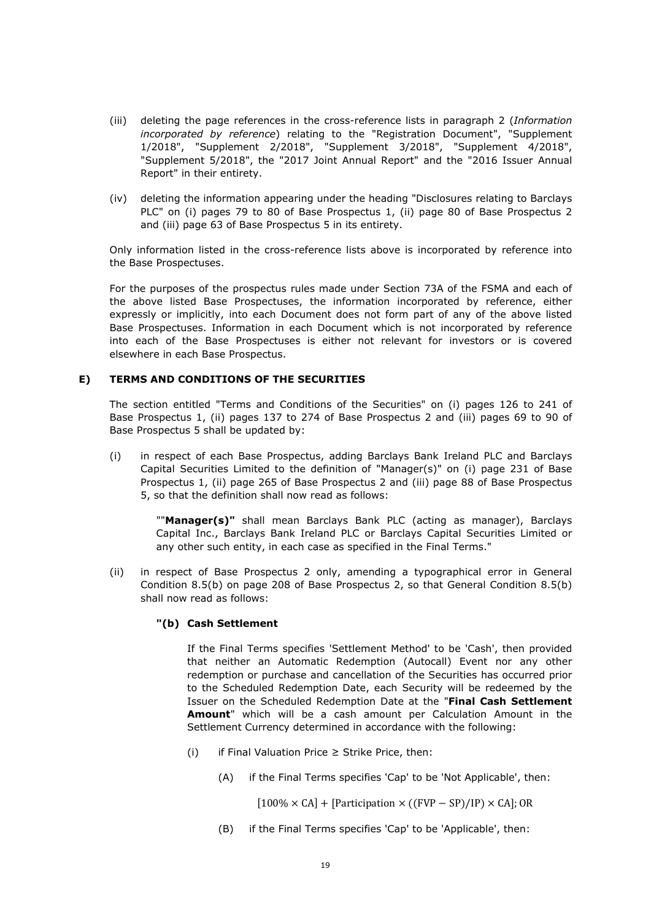(iii) deleting the page references in the cross-reference lists in paragraph 2 (*Information incorporated by reference*) relating to the "Registration Document", "Supplement 1/2018", "Supplement 2/2018", "Supplement 3/2018", "Supplement 4/2018", "Supplement 5/2018", the "2017 Joint Annual Report" and the "2016 Issuer Annual Report" in their entirety.

(iv) deleting the information appearing under the heading "Disclosures relating to Barclays PLC" on (i) pages 79 to 80 of Base Prospectus 1, (ii) page 80 of Base Prospectus 2 and (iii) page 63 of Base Prospectus 5 in its entirety.

Only information listed in the cross-reference lists above is incorporated by reference into the Base Prospectuses.

For the purposes of the prospectus rules made under Section 73A of the FSMA and each of the above listed Base Prospectuses, the information incorporated by reference, either expressly or implicitly, into each Document does not form part of any of the above listed Base Prospectuses. Information in each Document which is not incorporated by reference into each of the Base Prospectuses is either not relevant for investors or is covered elsewhere in each Base Prospectus.

## E) TERMS AND CONDITIONS OF THE SECURITIES

The section entitled "Terms and Conditions of the Securities" on (i) pages 126 to 241 of Base Prospectus 1, (ii) pages 137 to 274 of Base Prospectus 2 and (iii) pages 69 to 90 of Base Prospectus 5 shall be updated by:

(i) in respect of each Base Prospectus, adding Barclays Bank Ireland PLC and Barclays Capital Securities Limited to the definition of "Manager(s)" on (i) page 231 of Base Prospectus 1, (ii) page 265 of Base Prospectus 2 and (iii) page 88 of Base Prospectus 5, so that the definition shall now read as follows:

> ""**Manager(s)"** shall mean Barclays Bank PLC (acting as manager), Barclays Capital Inc., Barclays Bank Ireland PLC or Barclays Capital Securities Limited or any other such entity, in each case as specified in the Final Terms."

(ii) in respect of Base Prospectus 2 only, amending a typographical error in General Condition 8.5(b) on page 208 of Base Prospectus 2, so that General Condition 8.5(b) shall now read as follows:

> **"(b) Cash Settlement**
>
> If the Final Terms specifies 'Settlement Method' to be 'Cash', then provided that neither an Automatic Redemption (Autocall) Event nor any other redemption or purchase and cancellation of the Securities has occurred prior to the Scheduled Redemption Date, each Security will be redeemed by the Issuer on the Scheduled Redemption Date at the "**Final Cash Settlement Amount**" which will be a cash amount per Calculation Amount in the Settlement Currency determined in accordance with the following:
>
> (i) if Final Valuation Price ≥ Strike Price, then:
>
> (A) if the Final Terms specifies 'Cap' to be 'Not Applicable', then:
>
> $$[100\% \times \text{CA}] + [\text{Participation} \times ((\text{FVP} - \text{SP})/\text{IP}) \times \text{CA}]; \text{OR}$$
>
> (B) if the Final Terms specifies 'Cap' to be 'Applicable', then: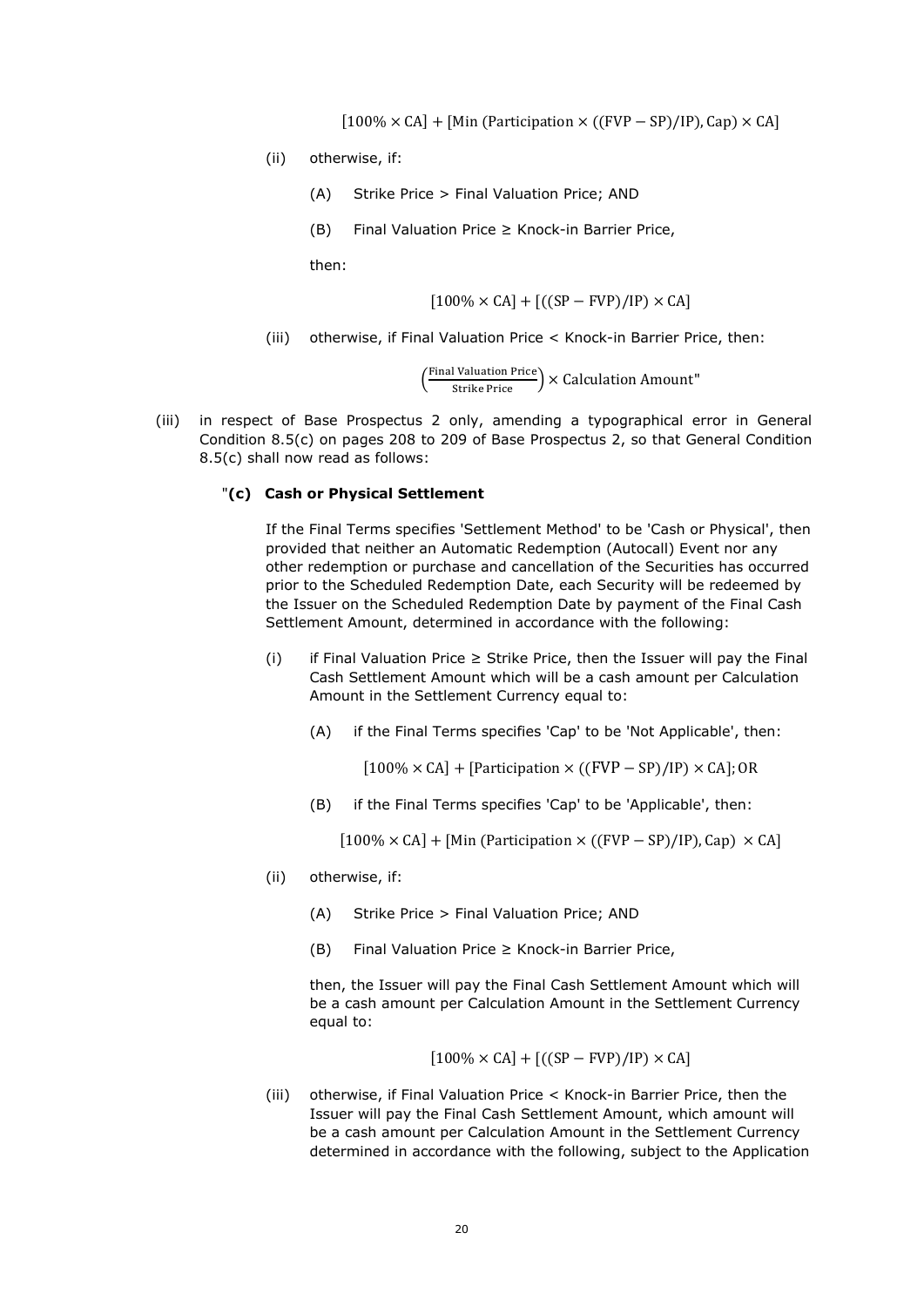$$[100\% \times CA] + [\text{Min}(\text{Participation} \times ((FVP - SP)/IP), \text{Cap}) \times CA]$$

(ii) otherwise, if:

(A) Strike Price > Final Valuation Price; AND

(B) Final Valuation Price ≥ Knock-in Barrier Price,

then:

$$[100\% \times CA] + [((SP - FVP)/IP) \times CA]$$

(iii) otherwise, if Final Valuation Price < Knock-in Barrier Price, then:

$$\left(\frac{\text{Final Valuation Price}}{\text{Strike Price}}\right) \times \text{Calculation Amount"}$$

(iii) in respect of Base Prospectus 2 only, amending a typographical error in General Condition 8.5(c) on pages 208 to 209 of Base Prospectus 2, so that General Condition 8.5(c) shall now read as follows:

"**(c) Cash or Physical Settlement**

If the Final Terms specifies 'Settlement Method' to be 'Cash or Physical', then provided that neither an Automatic Redemption (Autocall) Event nor any other redemption or purchase and cancellation of the Securities has occurred prior to the Scheduled Redemption Date, each Security will be redeemed by the Issuer on the Scheduled Redemption Date by payment of the Final Cash Settlement Amount, determined in accordance with the following:

(i) if Final Valuation Price ≥ Strike Price, then the Issuer will pay the Final Cash Settlement Amount which will be a cash amount per Calculation Amount in the Settlement Currency equal to:

(A) if the Final Terms specifies 'Cap' to be 'Not Applicable', then:

$$[100\% \times CA] + [\text{Participation} \times ((FVP - SP)/IP) \times CA]; \text{OR}$$

(B) if the Final Terms specifies 'Cap' to be 'Applicable', then:

$$[100\% \times CA] + [\text{Min}(\text{Participation} \times ((FVP - SP)/IP), \text{Cap}) \times CA]$$

(ii) otherwise, if:

(A) Strike Price > Final Valuation Price; AND

(B) Final Valuation Price ≥ Knock-in Barrier Price,

then, the Issuer will pay the Final Cash Settlement Amount which will be a cash amount per Calculation Amount in the Settlement Currency equal to:

$$[100\% \times CA] + [((SP - FVP)/IP) \times CA]$$

(iii) otherwise, if Final Valuation Price < Knock-in Barrier Price, then the Issuer will pay the Final Cash Settlement Amount, which amount will be a cash amount per Calculation Amount in the Settlement Currency determined in accordance with the following, subject to the Application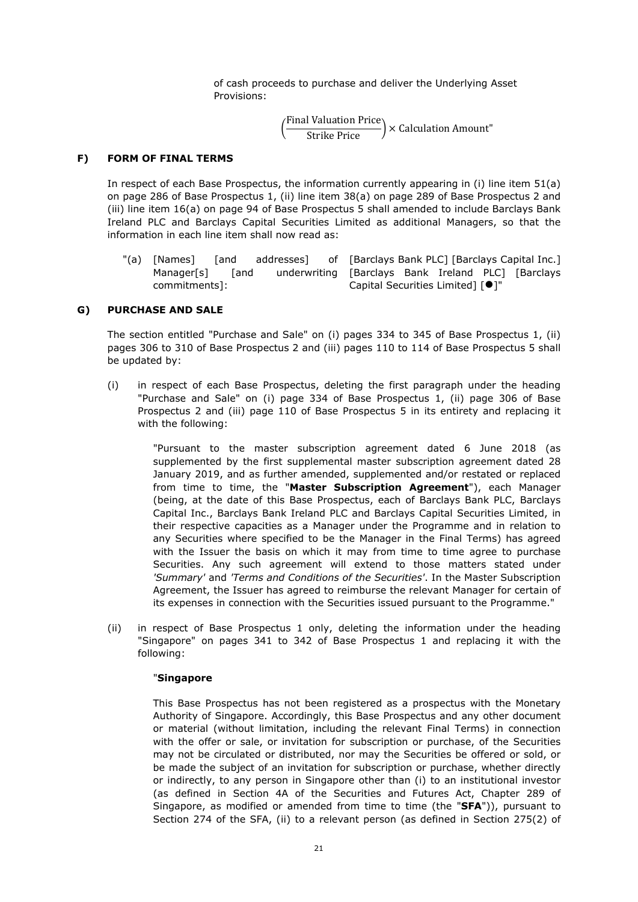of cash proceeds to purchase and deliver the Underlying Asset Provisions:

$$\left(\frac{\text{Final Valuation Price}}{\text{Strike Price}}\right) \times \text{Calculation Amount"}$$

## F) FORM OF FINAL TERMS

In respect of each Base Prospectus, the information currently appearing in (i) line item 51(a) on page 286 of Base Prospectus 1, (ii) line item 38(a) on page 289 of Base Prospectus 2 and (iii) line item 16(a) on page 94 of Base Prospectus 5 shall amended to include Barclays Bank Ireland PLC and Barclays Capital Securities Limited as additional Managers, so that the information in each line item shall now read as:

| | |
|---|---|
| "(a) [Names] [and addresses] of Manager[s] [and underwriting commitments]: | [Barclays Bank PLC] [Barclays Capital Inc.] [Barclays Bank Ireland PLC] [Barclays Capital Securities Limited] [●]" |

## G) PURCHASE AND SALE

The section entitled "Purchase and Sale" on (i) pages 334 to 345 of Base Prospectus 1, (ii) pages 306 to 310 of Base Prospectus 2 and (iii) pages 110 to 114 of Base Prospectus 5 shall be updated by:

(i) in respect of each Base Prospectus, deleting the first paragraph under the heading "Purchase and Sale" on (i) page 334 of Base Prospectus 1, (ii) page 306 of Base Prospectus 2 and (iii) page 110 of Base Prospectus 5 in its entirety and replacing it with the following:

"Pursuant to the master subscription agreement dated 6 June 2018 (as supplemented by the first supplemental master subscription agreement dated 28 January 2019, and as further amended, supplemented and/or restated or replaced from time to time, the "**Master Subscription Agreement**"), each Manager (being, at the date of this Base Prospectus, each of Barclays Bank PLC, Barclays Capital Inc., Barclays Bank Ireland PLC and Barclays Capital Securities Limited, in their respective capacities as a Manager under the Programme and in relation to any Securities where specified to be the Manager in the Final Terms) has agreed with the Issuer the basis on which it may from time to time agree to purchase Securities. Any such agreement will extend to those matters stated under *'Summary'* and *'Terms and Conditions of the Securities'*. In the Master Subscription Agreement, the Issuer has agreed to reimburse the relevant Manager for certain of its expenses in connection with the Securities issued pursuant to the Programme."

(ii) in respect of Base Prospectus 1 only, deleting the information under the heading "Singapore" on pages 341 to 342 of Base Prospectus 1 and replacing it with the following:

"**Singapore**

This Base Prospectus has not been registered as a prospectus with the Monetary Authority of Singapore. Accordingly, this Base Prospectus and any other document or material (without limitation, including the relevant Final Terms) in connection with the offer or sale, or invitation for subscription or purchase, of the Securities may not be circulated or distributed, nor may the Securities be offered or sold, or be made the subject of an invitation for subscription or purchase, whether directly or indirectly, to any person in Singapore other than (i) to an institutional investor (as defined in Section 4A of the Securities and Futures Act, Chapter 289 of Singapore, as modified or amended from time to time (the "**SFA**")), pursuant to Section 274 of the SFA, (ii) to a relevant person (as defined in Section 275(2) of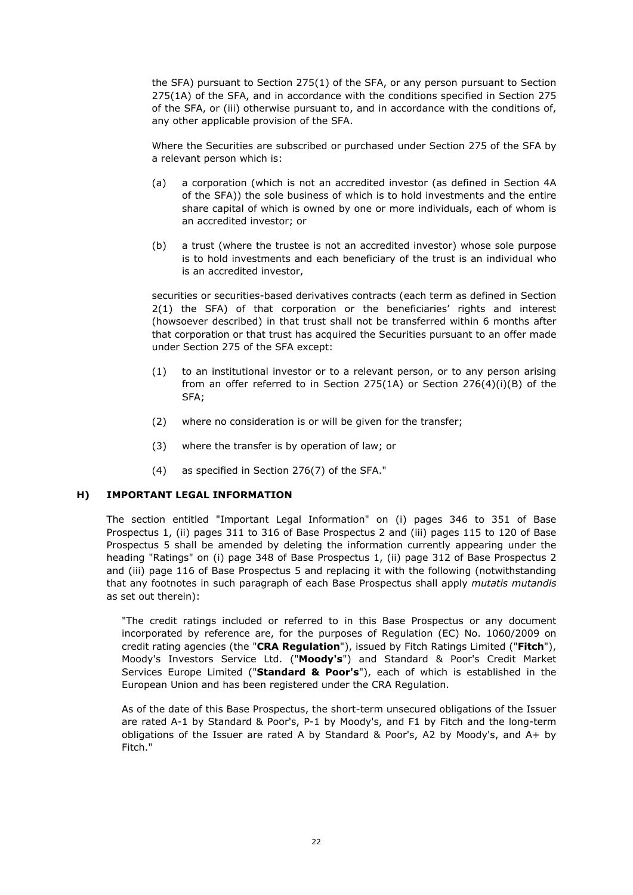the SFA) pursuant to Section 275(1) of the SFA, or any person pursuant to Section 275(1A) of the SFA, and in accordance with the conditions specified in Section 275 of the SFA, or (iii) otherwise pursuant to, and in accordance with the conditions of, any other applicable provision of the SFA.

Where the Securities are subscribed or purchased under Section 275 of the SFA by a relevant person which is:

(a) a corporation (which is not an accredited investor (as defined in Section 4A of the SFA)) the sole business of which is to hold investments and the entire share capital of which is owned by one or more individuals, each of whom is an accredited investor; or

(b) a trust (where the trustee is not an accredited investor) whose sole purpose is to hold investments and each beneficiary of the trust is an individual who is an accredited investor,

securities or securities-based derivatives contracts (each term as defined in Section 2(1) the SFA) of that corporation or the beneficiaries' rights and interest (howsoever described) in that trust shall not be transferred within 6 months after that corporation or that trust has acquired the Securities pursuant to an offer made under Section 275 of the SFA except:

(1) to an institutional investor or to a relevant person, or to any person arising from an offer referred to in Section 275(1A) or Section 276(4)(i)(B) of the SFA;

(2) where no consideration is or will be given for the transfer;

(3) where the transfer is by operation of law; or

(4) as specified in Section 276(7) of the SFA."

## H) IMPORTANT LEGAL INFORMATION

The section entitled "Important Legal Information" on (i) pages 346 to 351 of Base Prospectus 1, (ii) pages 311 to 316 of Base Prospectus 2 and (iii) pages 115 to 120 of Base Prospectus 5 shall be amended by deleting the information currently appearing under the heading "Ratings" on (i) page 348 of Base Prospectus 1, (ii) page 312 of Base Prospectus 2 and (iii) page 116 of Base Prospectus 5 and replacing it with the following (notwithstanding that any footnotes in such paragraph of each Base Prospectus shall apply *mutatis mutandis* as set out therein):

"The credit ratings included or referred to in this Base Prospectus or any document incorporated by reference are, for the purposes of Regulation (EC) No. 1060/2009 on credit rating agencies (the "**CRA Regulation**"), issued by Fitch Ratings Limited ("**Fitch**"), Moody's Investors Service Ltd. ("**Moody's**") and Standard & Poor's Credit Market Services Europe Limited ("**Standard & Poor's**"), each of which is established in the European Union and has been registered under the CRA Regulation.

As of the date of this Base Prospectus, the short-term unsecured obligations of the Issuer are rated A-1 by Standard & Poor's, P-1 by Moody's, and F1 by Fitch and the long-term obligations of the Issuer are rated A by Standard & Poor's, A2 by Moody's, and A+ by Fitch."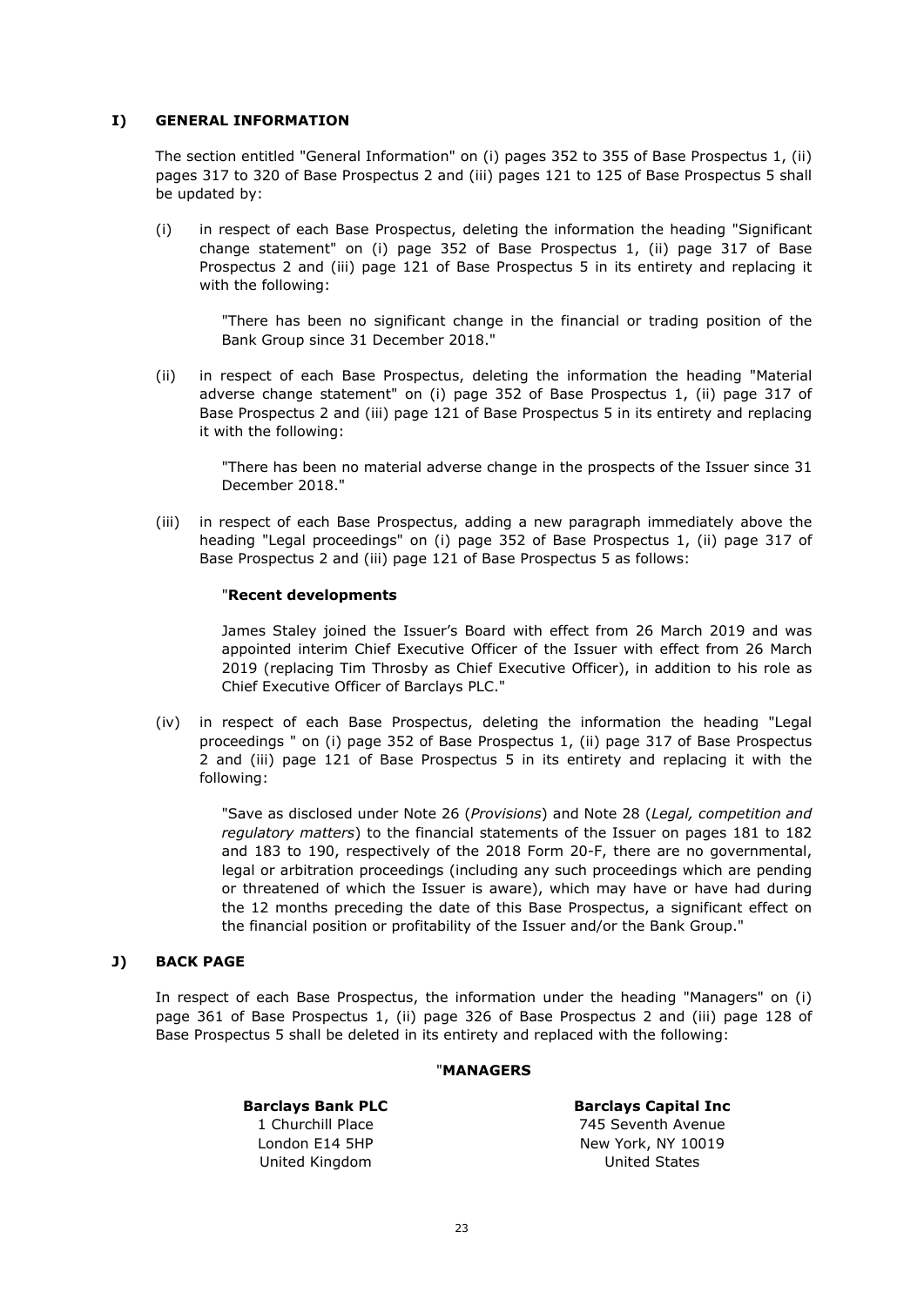## I) GENERAL INFORMATION

The section entitled "General Information" on (i) pages 352 to 355 of Base Prospectus 1, (ii) pages 317 to 320 of Base Prospectus 2 and (iii) pages 121 to 125 of Base Prospectus 5 shall be updated by:

(i) in respect of each Base Prospectus, deleting the information the heading "Significant change statement" on (i) page 352 of Base Prospectus 1, (ii) page 317 of Base Prospectus 2 and (iii) page 121 of Base Prospectus 5 in its entirety and replacing it with the following:

> "There has been no significant change in the financial or trading position of the Bank Group since 31 December 2018."

(ii) in respect of each Base Prospectus, deleting the information the heading "Material adverse change statement" on (i) page 352 of Base Prospectus 1, (ii) page 317 of Base Prospectus 2 and (iii) page 121 of Base Prospectus 5 in its entirety and replacing it with the following:

> "There has been no material adverse change in the prospects of the Issuer since 31 December 2018."

(iii) in respect of each Base Prospectus, adding a new paragraph immediately above the heading "Legal proceedings" on (i) page 352 of Base Prospectus 1, (ii) page 317 of Base Prospectus 2 and (iii) page 121 of Base Prospectus 5 as follows:

> "**Recent developments**
>
> James Staley joined the Issuer's Board with effect from 26 March 2019 and was appointed interim Chief Executive Officer of the Issuer with effect from 26 March 2019 (replacing Tim Throsby as Chief Executive Officer), in addition to his role as Chief Executive Officer of Barclays PLC."

(iv) in respect of each Base Prospectus, deleting the information the heading "Legal proceedings " on (i) page 352 of Base Prospectus 1, (ii) page 317 of Base Prospectus 2 and (iii) page 121 of Base Prospectus 5 in its entirety and replacing it with the following:

> "Save as disclosed under Note 26 (*Provisions*) and Note 28 (*Legal, competition and regulatory matters*) to the financial statements of the Issuer on pages 181 to 182 and 183 to 190, respectively of the 2018 Form 20-F, there are no governmental, legal or arbitration proceedings (including any such proceedings which are pending or threatened of which the Issuer is aware), which may have or have had during the 12 months preceding the date of this Base Prospectus, a significant effect on the financial position or profitability of the Issuer and/or the Bank Group."

## J) BACK PAGE

In respect of each Base Prospectus, the information under the heading "Managers" on (i) page 361 of Base Prospectus 1, (ii) page 326 of Base Prospectus 2 and (iii) page 128 of Base Prospectus 5 shall be deleted in its entirety and replaced with the following:

"**MANAGERS**

**Barclays Bank PLC**
1 Churchill Place
London E14 5HP
United Kingdom

**Barclays Capital Inc**
745 Seventh Avenue
New York, NY 10019
United States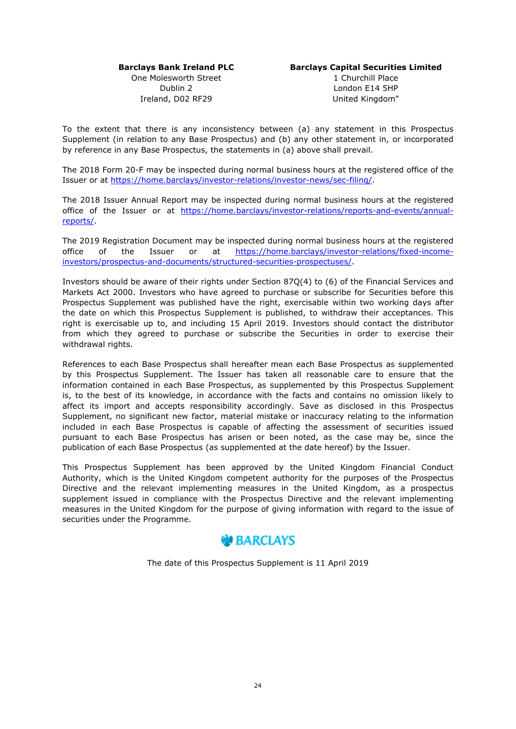| **Barclays Bank Ireland PLC** | **Barclays Capital Securities Limited** |
|---|---|
| One Molesworth Street | 1 Churchill Place |
| Dublin 2 | London E14 5HP |
| Ireland, D02 RF29 | United Kingdom" |

To the extent that there is any inconsistency between (a) any statement in this Prospectus Supplement (in relation to any Base Prospectus) and (b) any other statement in, or incorporated by reference in any Base Prospectus, the statements in (a) above shall prevail.

The 2018 Form 20-F may be inspected during normal business hours at the registered office of the Issuer or at https://home.barclays/investor-relations/investor-news/sec-filing/.

The 2018 Issuer Annual Report may be inspected during normal business hours at the registered office of the Issuer or at https://home.barclays/investor-relations/reports-and-events/annual-reports/.

The 2019 Registration Document may be inspected during normal business hours at the registered office of the Issuer or at https://home.barclays/investor-relations/fixed-income-investors/prospectus-and-documents/structured-securities-prospectuses/.

Investors should be aware of their rights under Section 87Q(4) to (6) of the Financial Services and Markets Act 2000. Investors who have agreed to purchase or subscribe for Securities before this Prospectus Supplement was published have the right, exercisable within two working days after the date on which this Prospectus Supplement is published, to withdraw their acceptances. This right is exercisable up to, and including 15 April 2019. Investors should contact the distributor from which they agreed to purchase or subscribe the Securities in order to exercise their withdrawal rights.

References to each Base Prospectus shall hereafter mean each Base Prospectus as supplemented by this Prospectus Supplement. The Issuer has taken all reasonable care to ensure that the information contained in each Base Prospectus, as supplemented by this Prospectus Supplement is, to the best of its knowledge, in accordance with the facts and contains no omission likely to affect its import and accepts responsibility accordingly. Save as disclosed in this Prospectus Supplement, no significant new factor, material mistake or inaccuracy relating to the information included in each Base Prospectus is capable of affecting the assessment of securities issued pursuant to each Base Prospectus has arisen or been noted, as the case may be, since the publication of each Base Prospectus (as supplemented at the date hereof) by the Issuer.

This Prospectus Supplement has been approved by the United Kingdom Financial Conduct Authority, which is the United Kingdom competent authority for the purposes of the Prospectus Directive and the relevant implementing measures in the United Kingdom, as a prospectus supplement issued in compliance with the Prospectus Directive and the relevant implementing measures in the United Kingdom for the purpose of giving information with regard to the issue of securities under the Programme.

BARCLAYS

The date of this Prospectus Supplement is 11 April 2019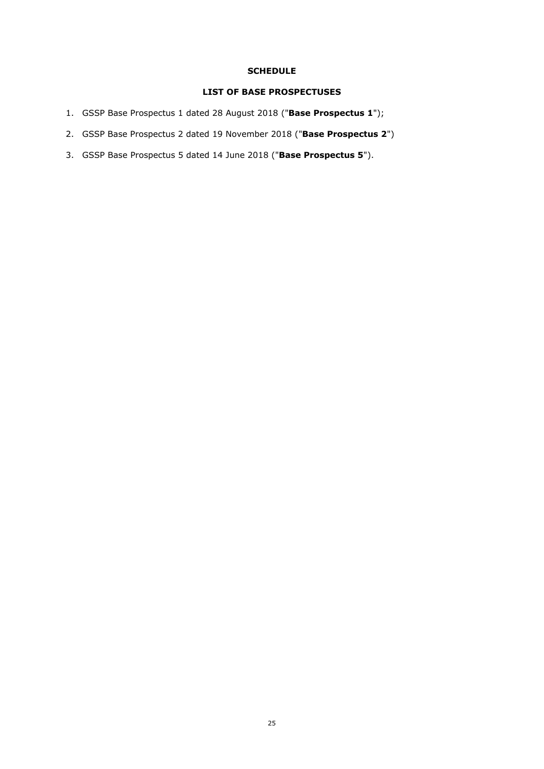## SCHEDULE

## LIST OF BASE PROSPECTUSES

1. GSSP Base Prospectus 1 dated 28 August 2018 ("**Base Prospectus 1**");
2. GSSP Base Prospectus 2 dated 19 November 2018 ("**Base Prospectus 2**")
3. GSSP Base Prospectus 5 dated 14 June 2018 ("**Base Prospectus 5**").